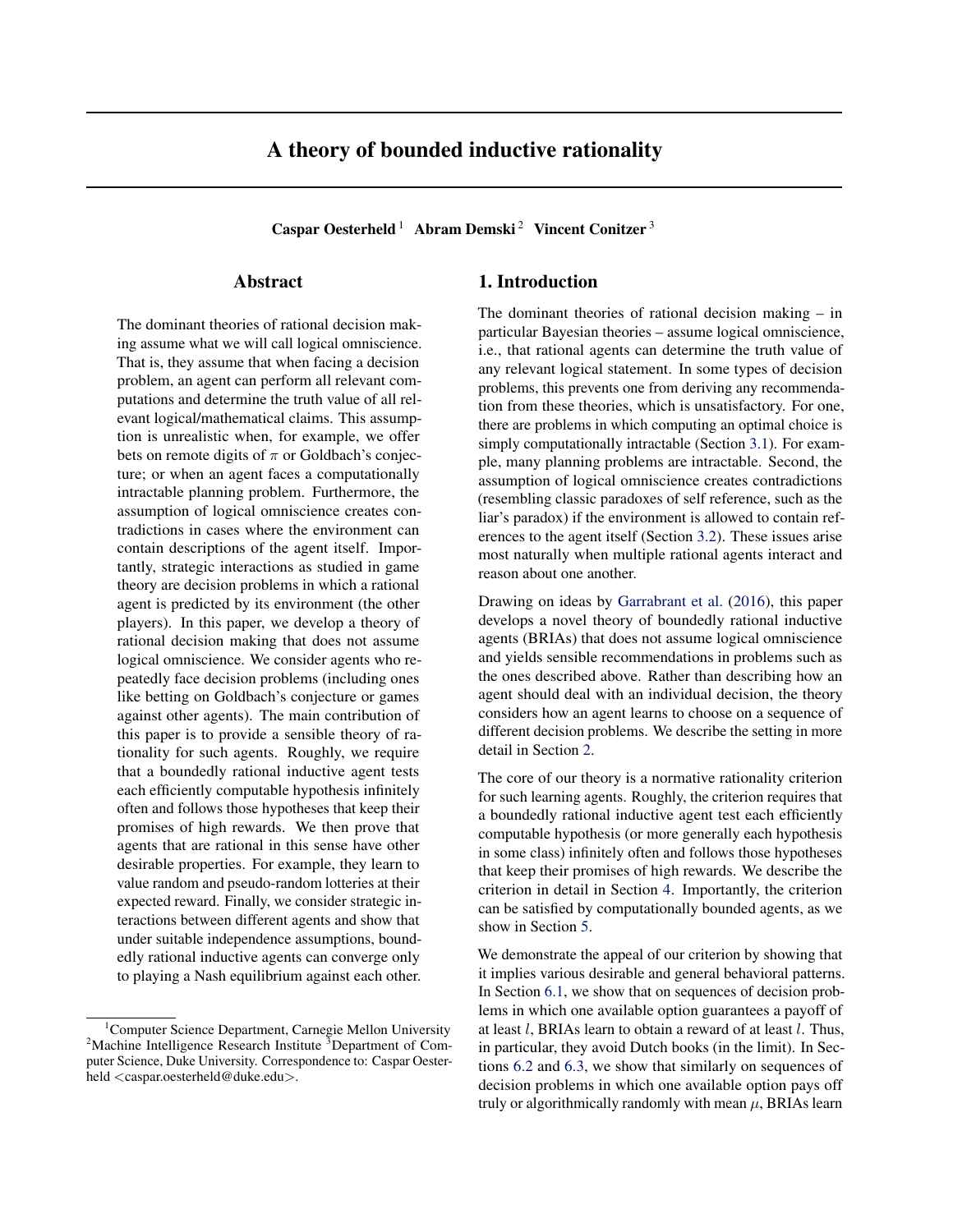// A theory of bounded inductive rationality

**Caspar Oesterheld** [1] **Abram Demski** [2] **Vincent Conitzer** [3]

## Abstract

The dominant theories of rational decision making assume what we will call logical omniscience. That is, they assume that when facing a decision problem, an agent can perform all relevant computations and determine the truth value of all relevant logical/mathematical claims. This assumption is unrealistic when, for example, we offer bets on remote digits of $\pi$ or Goldbach's conjecture; or when an agent faces a computationally intractable planning problem. Furthermore, the assumption of logical omniscience creates contradictions in cases where the environment can contain descriptions of the agent itself. Importantly, strategic interactions as studied in game theory are decision problems in which a rational agent is predicted by its environment (the other players). In this paper, we develop a theory of rational decision making that does not assume logical omniscience. We consider agents who repeatedly face decision problems (including ones like betting on Goldbach's conjecture or games against other agents). The main contribution of this paper is to provide a sensible theory of rationality for such agents. Roughly, we require that a boundedly rational inductive agent tests each efficiently computable hypothesis infinitely often and follows those hypotheses that keep their promises of high rewards. We then prove that agents that are rational in this sense have other desirable properties. For example, they learn to value random and pseudo-random lotteries at their expected reward. Finally, we consider strategic interactions between different agents and show that under suitable independence assumptions, boundedly rational inductive agents can converge only to playing a Nash equilibrium against each other.

[1] Computer Science Department, Carnegie Mellon University [2] Machine Intelligence Research Institute [3] Department of Computer Science, Duke University. Correspondence to: Caspar Oesterheld <caspar.oesterheld@duke.edu>.

## 1. Introduction

The dominant theories of rational decision making – in particular Bayesian theories – assume logical omniscience, i.e., that rational agents can determine the truth value of any relevant logical statement. In some types of decision problems, this prevents one from deriving any recommendation from these theories, which is unsatisfactory. For one, there are problems in which computing an optimal choice is simply computationally intractable (Section 3.1). For example, many planning problems are intractable. Second, the assumption of logical omniscience creates contradictions (resembling classic paradoxes of self reference, such as the liar's paradox) if the environment is allowed to contain references to the agent itself (Section 3.2). These issues arise most naturally when multiple rational agents interact and reason about one another.

Drawing on ideas by Garrabrant et al. (2016), this paper develops a novel theory of boundedly rational inductive agents (BRIAs) that does not assume logical omniscience and yields sensible recommendations in problems such as the ones described above. Rather than describing how an agent should deal with an individual decision, the theory considers how an agent learns to choose on a sequence of different decision problems. We describe the setting in more detail in Section 2.

The core of our theory is a normative rationality criterion for such learning agents. Roughly, the criterion requires that a boundedly rational inductive agent test each efficiently computable hypothesis (or more generally each hypothesis in some class) infinitely often and follows those hypotheses that keep their promises of high rewards. We describe the criterion in detail in Section 4. Importantly, the criterion can be satisfied by computationally bounded agents, as we show in Section 5.

We demonstrate the appeal of our criterion by showing that it implies various desirable and general behavioral patterns. In Section 6.1, we show that on sequences of decision problems in which one available option guarantees a payoff of at least $l$, BRIAs learn to obtain a reward of at least $l$. Thus, in particular, they avoid Dutch books (in the limit). In Sections 6.2 and 6.3, we show that similarly on sequences of decision problems in which one available option pays off truly or algorithmically randomly with mean $\mu$, BRIAs learn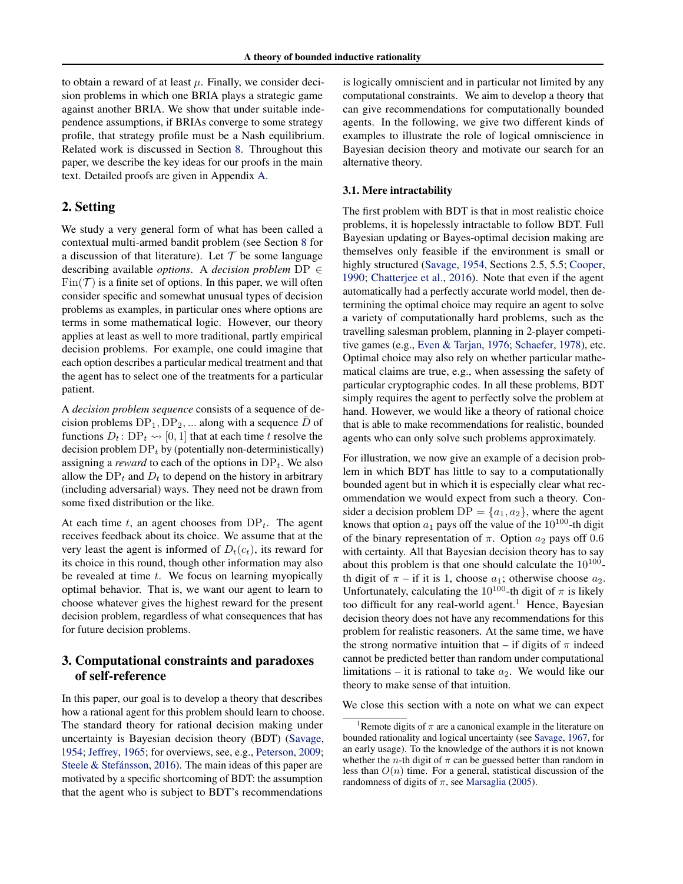to obtain a reward of at least $\mu$. Finally, we consider decision problems in which one BRIA plays a strategic game against another BRIA. We show that under suitable independence assumptions, if BRIAs converge to some strategy profile, that strategy profile must be a Nash equilibrium. Related work is discussed in Section 8. Throughout this paper, we describe the key ideas for our proofs in the main text. Detailed proofs are given in Appendix A.

## 2. Setting

We study a very general form of what has been called a contextual multi-armed bandit problem (see Section 8 for a discussion of that literature). Let $\mathcal{T}$ be some language describing available *options*. A *decision problem* $\mathrm{DP} \in \mathrm{Fin}(\mathcal{T})$ is a finite set of options. In this paper, we will often consider specific and somewhat unusual types of decision problems as examples, in particular ones where options are terms in some mathematical logic. However, our theory applies at least as well to more traditional, partly empirical decision problems. For example, one could imagine that each option describes a particular medical treatment and that the agent has to select one of the treatments for a particular patient.

A *decision problem sequence* consists of a sequence of decision problems $\mathrm{DP}_1, \mathrm{DP}_2, ...$ along with a sequence $\bar{D}$ of functions $D_t \colon \mathrm{DP}_t \rightsquigarrow [0, 1]$ that at each time $t$ resolve the decision problem $\mathrm{DP}_t$ by (potentially non-deterministically) assigning a *reward* to each of the options in $\mathrm{DP}_t$. We also allow the $\mathrm{DP}_t$ and $D_t$ to depend on the history in arbitrary (including adversarial) ways. They need not be drawn from some fixed distribution or the like.

At each time $t$, an agent chooses from $\mathrm{DP}_t$. The agent receives feedback about its choice. We assume that at the very least the agent is informed of $D_t(c_t)$, its reward for its choice in this round, though other information may also be revealed at time $t$. We focus on learning myopically optimal behavior. That is, we want our agent to learn to choose whatever gives the highest reward for the present decision problem, regardless of what consequences that has for future decision problems.

## 3. Computational constraints and paradoxes of self-reference

In this paper, our goal is to develop a theory that describes how a rational agent for this problem should learn to choose. The standard theory for rational decision making under uncertainty is Bayesian decision theory (BDT) (Savage, 1954; Jeffrey, 1965; for overviews, see, e.g., Peterson, 2009; Steele & Stefánsson, 2016). The main ideas of this paper are motivated by a specific shortcoming of BDT: the assumption that the agent who is subject to BDT's recommendations is logically omniscient and in particular not limited by any computational constraints. We aim to develop a theory that can give recommendations for computationally bounded agents. In the following, we give two different kinds of examples to illustrate the role of logical omniscience in Bayesian decision theory and motivate our search for an alternative theory.

### 3.1. Mere intractability

The first problem with BDT is that in most realistic choice problems, it is hopelessly intractable to follow BDT. Full Bayesian updating or Bayes-optimal decision making are themselves only feasible if the environment is small or highly structured (Savage, 1954, Sections 2.5, 5.5; Cooper, 1990; Chatterjee et al., 2016). Note that even if the agent automatically had a perfectly accurate world model, then determining the optimal choice may require an agent to solve a variety of computationally hard problems, such as the travelling salesman problem, planning in 2-player competitive games (e.g., Even & Tarjan, 1976; Schaefer, 1978), etc. Optimal choice may also rely on whether particular mathematical claims are true, e.g., when assessing the safety of particular cryptographic codes. In all these problems, BDT simply requires the agent to perfectly solve the problem at hand. However, we would like a theory of rational choice that is able to make recommendations for realistic, bounded agents who can only solve such problems approximately.

For illustration, we now give an example of a decision problem in which BDT has little to say to a computationally bounded agent but in which it is especially clear what recommendation we would expect from such a theory. Consider a decision problem $\mathrm{DP} = \{a_1, a_2\}$, where the agent knows that option $a_1$ pays off the value of the $10^{100}$-th digit of the binary representation of $\pi$. Option $a_2$ pays off $0.6$ with certainty. All that Bayesian decision theory has to say about this problem is that one should calculate the $10^{100}$-th digit of $\pi$ – if it is 1, choose $a_1$; otherwise choose $a_2$. Unfortunately, calculating the $10^{100}$-th digit of $\pi$ is likely too difficult for any real-world agent.[1] Hence, Bayesian decision theory does not have any recommendations for this problem for realistic reasoners. At the same time, we have the strong normative intuition that – if digits of $\pi$ indeed cannot be predicted better than random under computational limitations – it is rational to take $a_2$. We would like our theory to make sense of that intuition.

We close this section with a note on what we can expect

[1] Remote digits of $\pi$ are a canonical example in the literature on bounded rationality and logical uncertainty (see Savage, 1967, for an early usage). To the knowledge of the authors it is not known whether the $n$-th digit of $\pi$ can be guessed better than random in less than $O(n)$ time. For a general, statistical discussion of the randomness of digits of $\pi$, see Marsaglia (2005).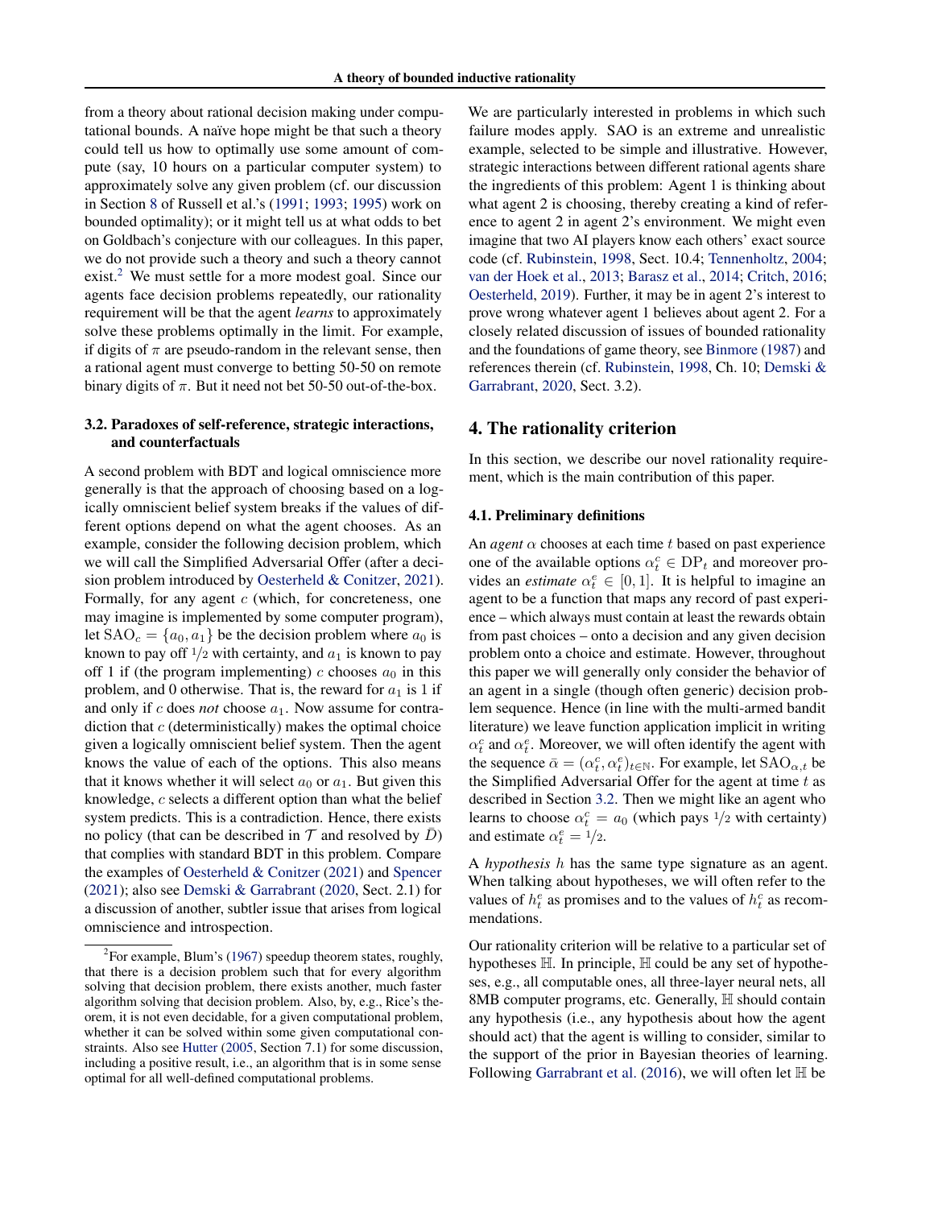from a theory about rational decision making under computational bounds. A naïve hope might be that such a theory could tell us how to optimally use some amount of compute (say, 10 hours on a particular computer system) to approximately solve any given problem (cf. our discussion in Section 8 of Russell et al.'s (1991; 1993; 1995) work on bounded optimality); or it might tell us at what odds to bet on Goldbach's conjecture with our colleagues. In this paper, we do not provide such a theory and such a theory cannot exist.[2] We must settle for a more modest goal. Since our agents face decision problems repeatedly, our rationality requirement will be that the agent *learns* to approximately solve these problems optimally in the limit. For example, if digits of $\pi$ are pseudo-random in the relevant sense, then a rational agent must converge to betting 50-50 on remote binary digits of $\pi$. But it need not bet 50-50 out-of-the-box.

### 3.2. Paradoxes of self-reference, strategic interactions, and counterfactuals

A second problem with BDT and logical omniscience more generally is that the approach of choosing based on a logically omniscient belief system breaks if the values of different options depend on what the agent chooses. As an example, consider the following decision problem, which we will call the Simplified Adversarial Offer (after a decision problem introduced by Oesterheld & Conitzer, 2021). Formally, for any agent $c$ (which, for concreteness, one may imagine is implemented by some computer program), let $\mathrm{SAO}_c = \{a_0, a_1\}$ be the decision problem where $a_0$ is known to pay off $1/2$ with certainty, and $a_1$ is known to pay off 1 if (the program implementing) $c$ chooses $a_0$ in this problem, and 0 otherwise. That is, the reward for $a_1$ is 1 if and only if $c$ does *not* choose $a_1$. Now assume for contradiction that $c$ (deterministically) makes the optimal choice given a logically omniscient belief system. Then the agent knows the value of each of the options. This also means that it knows whether it will select $a_0$ or $a_1$. But given this knowledge, $c$ selects a different option than what the belief system predicts. This is a contradiction. Hence, there exists no policy (that can be described in $\mathcal{T}$ and resolved by $\bar{D}$) that complies with standard BDT in this problem. Compare the examples of Oesterheld & Conitzer (2021) and Spencer (2021); also see Demski & Garrabrant (2020, Sect. 2.1) for a discussion of another, subtler issue that arises from logical omniscience and introspection.

We are particularly interested in problems in which such failure modes apply. SAO is an extreme and unrealistic example, selected to be simple and illustrative. However, strategic interactions between different rational agents share the ingredients of this problem: Agent 1 is thinking about what agent 2 is choosing, thereby creating a kind of reference to agent 2 in agent 2's environment. We might even imagine that two AI players know each others' exact source code (cf. Rubinstein, 1998, Sect. 10.4; Tennenholtz, 2004; van der Hoek et al., 2013; Barasz et al., 2014; Critch, 2016; Oesterheld, 2019). Further, it may be in agent 2's interest to prove wrong whatever agent 1 believes about agent 2. For a closely related discussion of issues of bounded rationality and the foundations of game theory, see Binmore (1987) and references therein (cf. Rubinstein, 1998, Ch. 10; Demski & Garrabrant, 2020, Sect. 3.2).

## 4. The rationality criterion

In this section, we describe our novel rationality requirement, which is the main contribution of this paper.

### 4.1. Preliminary definitions

An *agent* $\alpha$ chooses at each time $t$ based on past experience one of the available options $\alpha_t^c \in \mathrm{DP}_t$ and moreover provides an *estimate* $\alpha_t^e \in [0, 1]$. It is helpful to imagine an agent to be a function that maps any record of past experience – which always must contain at least the rewards obtain from past choices – onto a choice and estimate. However, throughout this paper we will generally only consider the behavior of an agent in a single (though often generic) decision problem sequence. Hence (in line with the multi-armed bandit literature) we leave function application implicit in writing $\alpha_t^c$ and $\alpha_t^e$. Moreover, we will often identify the agent with the sequence $\bar{\alpha} = (\alpha_t^c, \alpha_t^e)_{t \in \mathbb{N}}$. For example, let $\mathrm{SAO}_{\alpha,t}$ be the Simplified Adversarial Offer for the agent at time $t$ as described in Section 3.2. Then we might like an agent who learns to choose $\alpha_t^c = a_0$ (which pays $1/2$ with certainty) and estimate $\alpha_t^e = 1/2$.

A *hypothesis* $h$ has the same type signature as an agent. When talking about hypotheses, we will often refer to the values of $h_t^e$ as promises and to the values of $h_t^c$ as recommendations.

Our rationality criterion will be relative to a particular set of hypotheses $\mathbb{H}$. In principle, $\mathbb{H}$ could be any set of hypotheses, e.g., all computable ones, all three-layer neural nets, all 8MB computer programs, etc. Generally, $\mathbb{H}$ should contain any hypothesis (i.e., any hypothesis about how the agent should act) that the agent is willing to consider, similar to the support of the prior in Bayesian theories of learning. Following Garrabrant et al. (2016), we will often let $\mathbb{H}$ be

[2] For example, Blum's (1967) speedup theorem states, roughly, that there is a decision problem such that for every algorithm solving that decision problem, there exists another, much faster algorithm solving that decision problem. Also, by, e.g., Rice's theorem, it is not even decidable, for a given computational problem, whether it can be solved within some given computational constraints. Also see Hutter (2005, Section 7.1) for some discussion, including a positive result, i.e., an algorithm that is in some sense optimal for all well-defined computational problems.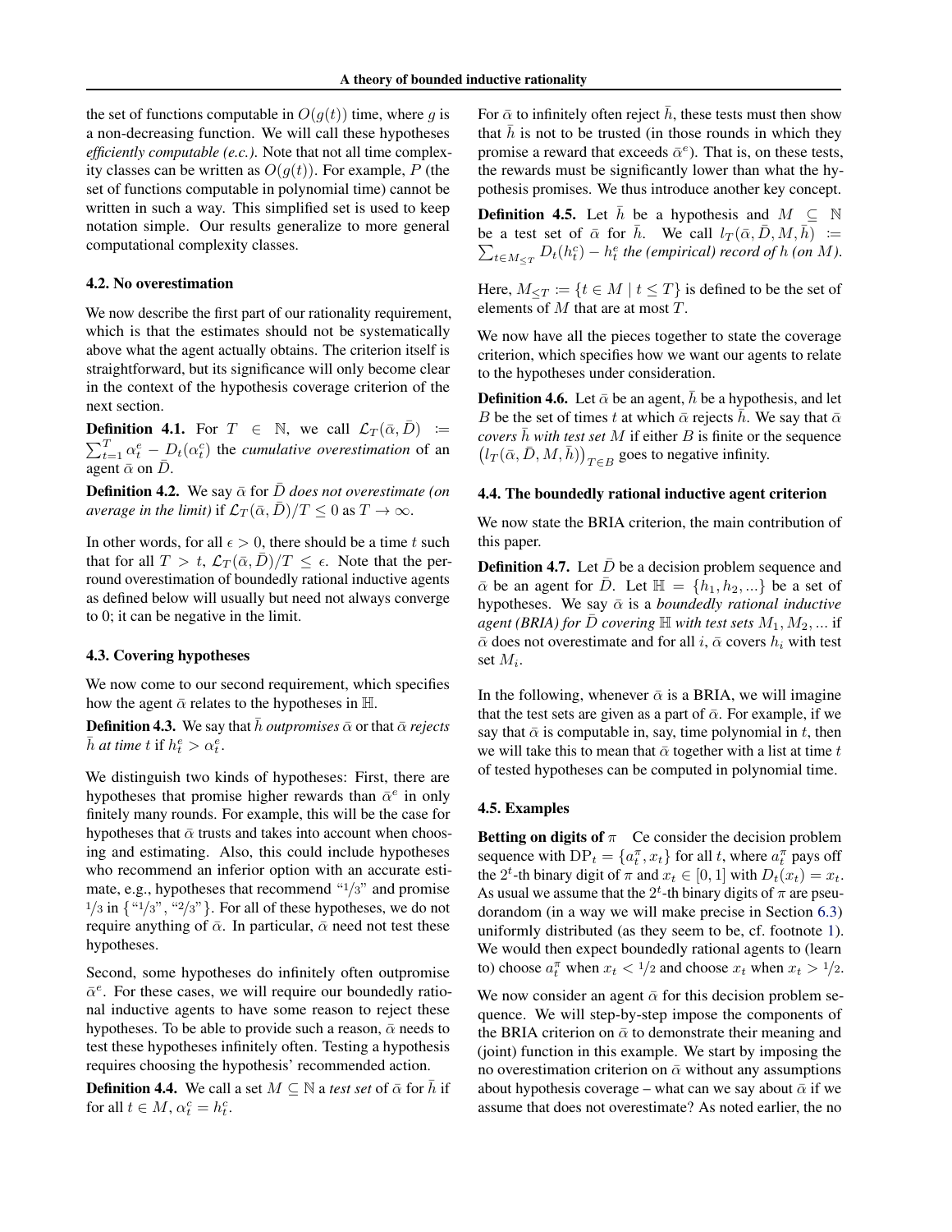the set of functions computable in $O(g(t))$ time, where $g$ is a non-decreasing function. We will call these hypotheses *efficiently computable (e.c.)*. Note that not all time complexity classes can be written as $O(g(t))$. For example, $P$ (the set of functions computable in polynomial time) cannot be written in such a way. This simplified set is used to keep notation simple. Our results generalize to more general computational complexity classes.

### 4.2. No overestimation

We now describe the first part of our rationality requirement, which is that the estimates should not be systematically above what the agent actually obtains. The criterion itself is straightforward, but its significance will only become clear in the context of the hypothesis coverage criterion of the next section.

**Definition 4.1.** For $T \in \mathbb{N}$, we call $\mathcal{L}_T(\bar{\alpha}, \bar{D}) := \sum_{t=1}^{T} \alpha_t^e - D_t(\alpha_t^c)$ the *cumulative overestimation* of an agent $\bar{\alpha}$ on $\bar{D}$.

**Definition 4.2.** We say $\bar{\alpha}$ for $\bar{D}$ *does not overestimate (on average in the limit)* if $\mathcal{L}_T(\bar{\alpha}, \bar{D})/T \leq 0$ as $T \to \infty$.

In other words, for all $\epsilon > 0$, there should be a time $t$ such that for all $T > t$, $\mathcal{L}_T(\bar{\alpha}, \bar{D})/T \leq \epsilon$. Note that the per-round overestimation of boundedly rational inductive agents as defined below will usually but need not always converge to 0; it can be negative in the limit.

### 4.3. Covering hypotheses

We now come to our second requirement, which specifies how the agent $\bar{\alpha}$ relates to the hypotheses in $\mathbb{H}$.

**Definition 4.3.** We say that $\bar{h}$ *outpromises* $\bar{\alpha}$ or that $\bar{\alpha}$ *rejects* $\bar{h}$ *at time* $t$ if $h_t^e > \alpha_t^e$.

We distinguish two kinds of hypotheses: First, there are hypotheses that promise higher rewards than $\bar{\alpha}^e$ in only finitely many rounds. For example, this will be the case for hypotheses that $\bar{\alpha}$ trusts and takes into account when choosing and estimating. Also, this could include hypotheses who recommend an inferior option with an accurate estimate, e.g., hypotheses that recommend "$1/3$" and promise $1/3$ in {"$1/3$", "$2/3$"}. For all of these hypotheses, we do not require anything of $\bar{\alpha}$. In particular, $\bar{\alpha}$ need not test these hypotheses.

Second, some hypotheses do infinitely often outpromise $\bar{\alpha}^e$. For these cases, we will require our boundedly rational inductive agents to have some reason to reject these hypotheses. To be able to provide such a reason, $\bar{\alpha}$ needs to test these hypotheses infinitely often. Testing a hypothesis requires choosing the hypothesis' recommended action.

**Definition 4.4.** We call a set $M \subseteq \mathbb{N}$ a *test set* of $\bar{\alpha}$ for $\bar{h}$ if for all $t \in M$, $\alpha_t^c = h_t^c$.

For $\bar{\alpha}$ to infinitely often reject $\bar{h}$, these tests must then show that $\bar{h}$ is not to be trusted (in those rounds in which they promise a reward that exceeds $\bar{\alpha}^e$). That is, on these tests, the rewards must be significantly lower than what the hypothesis promises. We thus introduce another key concept.

**Definition 4.5.** Let $\bar{h}$ be a hypothesis and $M \subseteq \mathbb{N}$ be a test set of $\bar{\alpha}$ for $\bar{h}$. We call $l_T(\bar{\alpha}, \bar{D}, M, \bar{h}) := \sum_{t \in M_{\leq T}} D_t(h_t^c) - h_t^e$ *the (empirical) record of* $h$ *(on* $M$*)*.

Here, $M_{\leq T} := \{t \in M \mid t \leq T\}$ is defined to be the set of elements of $M$ that are at most $T$.

We now have all the pieces together to state the coverage criterion, which specifies how we want our agents to relate to the hypotheses under consideration.

**Definition 4.6.** Let $\bar{\alpha}$ be an agent, $\bar{h}$ be a hypothesis, and let $B$ be the set of times $t$ at which $\bar{\alpha}$ rejects $\bar{h}$. We say that $\bar{\alpha}$ *covers* $\bar{h}$ *with test set* $M$ if either $B$ is finite or the sequence $\left(l_T(\bar{\alpha}, \bar{D}, M, \bar{h})\right)_{T \in B}$ goes to negative infinity.

### 4.4. The boundedly rational inductive agent criterion

We now state the BRIA criterion, the main contribution of this paper.

**Definition 4.7.** Let $\bar{D}$ be a decision problem sequence and $\bar{\alpha}$ be an agent for $\bar{D}$. Let $\mathbb{H} = \{h_1, h_2, ...\}$ be a set of hypotheses. We say $\bar{\alpha}$ is a *boundedly rational inductive agent (BRIA) for* $\bar{D}$ *covering* $\mathbb{H}$ *with test sets* $M_1, M_2, ...$ if $\bar{\alpha}$ does not overestimate and for all $i$, $\bar{\alpha}$ covers $h_i$ with test set $M_i$.

In the following, whenever $\bar{\alpha}$ is a BRIA, we will imagine that the test sets are given as a part of $\bar{\alpha}$. For example, if we say that $\bar{\alpha}$ is computable in, say, time polynomial in $t$, then we will take this to mean that $\bar{\alpha}$ together with a list at time $t$ of tested hypotheses can be computed in polynomial time.

### 4.5. Examples

**Betting on digits of $\pi$** Ce consider the decision problem sequence with $\text{DP}_t = \{a_t^\pi, x_t\}$ for all $t$, where $a_t^\pi$ pays off the $2^t$-th binary digit of $\pi$ and $x_t \in [0, 1]$ with $D_t(x_t) = x_t$. As usual we assume that the $2^t$-th binary digits of $\pi$ are pseudorandom (in a way we will make precise in Section 6.3) uniformly distributed (as they seem to be, cf. footnote 1). We would then expect boundedly rational agents to (learn to) choose $a_t^\pi$ when $x_t < 1/2$ and choose $x_t$ when $x_t > 1/2$.

We now consider an agent $\bar{\alpha}$ for this decision problem sequence. We will step-by-step impose the components of the BRIA criterion on $\bar{\alpha}$ to demonstrate their meaning and (joint) function in this example. We start by imposing the no overestimation criterion on $\bar{\alpha}$ without any assumptions about hypothesis coverage – what can we say about $\bar{\alpha}$ if we assume that does not overestimate? As noted earlier, the no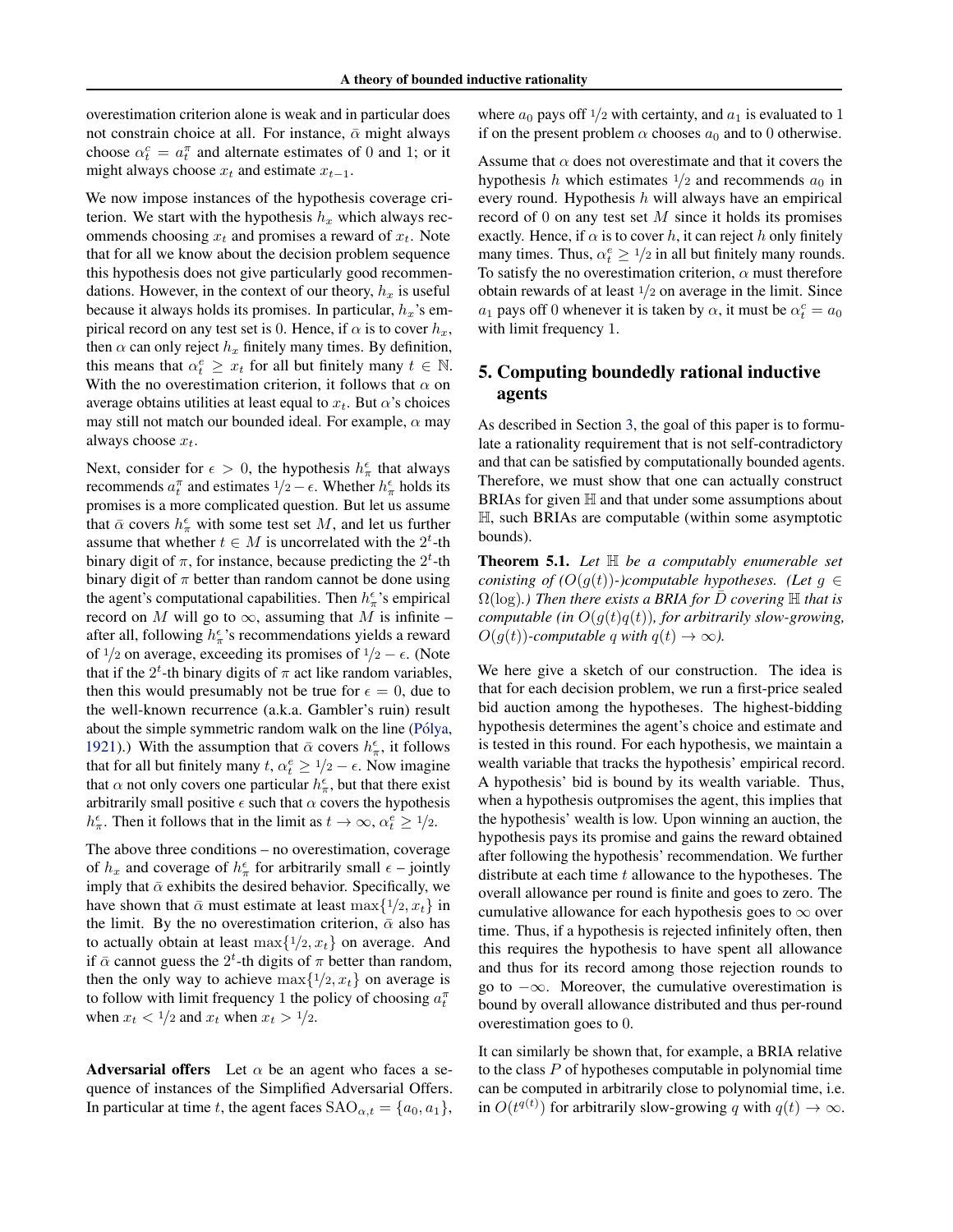overestimation criterion alone is weak and in particular does not constrain choice at all. For instance, $\bar{\alpha}$ might always choose $\alpha_t^c = a_t^\pi$ and alternate estimates of 0 and 1; or it might always choose $x_t$ and estimate $x_{t-1}$.

We now impose instances of the hypothesis coverage criterion. We start with the hypothesis $h_x$ which always recommends choosing $x_t$ and promises a reward of $x_t$. Note that for all we know about the decision problem sequence this hypothesis does not give particularly good recommendations. However, in the context of our theory, $h_x$ is useful because it always holds its promises. In particular, $h_x$'s empirical record on any test set is 0. Hence, if $\alpha$ is to cover $h_x$, then $\alpha$ can only reject $h_x$ finitely many times. By definition, this means that $\alpha_t^e \geq x_t$ for all but finitely many $t \in \mathbb{N}$. With the no overestimation criterion, it follows that $\alpha$ on average obtains utilities at least equal to $x_t$. But $\alpha$'s choices may still not match our bounded ideal. For example, $\alpha$ may always choose $x_t$.

Next, consider for $\epsilon > 0$, the hypothesis $h_\pi^\epsilon$ that always recommends $a_t^\pi$ and estimates $1/2 - \epsilon$. Whether $h_\pi^\epsilon$ holds its promises is a more complicated question. But let us assume that $\bar{\alpha}$ covers $h_\pi^\epsilon$ with some test set $M$, and let us further assume that whether $t \in M$ is uncorrelated with the $2^t$-th binary digit of $\pi$, for instance, because predicting the $2^t$-th binary digit of $\pi$ better than random cannot be done using the agent's computational capabilities. Then $h_\pi^\epsilon$'s empirical record on $M$ will go to $\infty$, assuming that $M$ is infinite – after all, following $h_\pi^\epsilon$'s recommendations yields a reward of $1/2$ on average, exceeding its promises of $1/2 - \epsilon$. (Note that if the $2^t$-th binary digits of $\pi$ act like random variables, then this would presumably not be true for $\epsilon = 0$, due to the well-known recurrence (a.k.a. Gambler's ruin) result about the simple symmetric random walk on the line (Pólya, 1921).) With the assumption that $\bar{\alpha}$ covers $h_\pi^\epsilon$, it follows that for all but finitely many $t$, $\alpha_t^e \geq 1/2 - \epsilon$. Now imagine that $\alpha$ not only covers one particular $h_\pi^\epsilon$, but that there exist arbitrarily small positive $\epsilon$ such that $\alpha$ covers the hypothesis $h_\pi^\epsilon$. Then it follows that in the limit as $t \to \infty$, $\alpha_t^e \geq 1/2$.

The above three conditions – no overestimation, coverage of $h_x$ and coverage of $h_\pi^\epsilon$ for arbitrarily small $\epsilon$ – jointly imply that $\bar{\alpha}$ exhibits the desired behavior. Specifically, we have shown that $\bar{\alpha}$ must estimate at least $\max\{1/2, x_t\}$ in the limit. By the no overestimation criterion, $\bar{\alpha}$ also has to actually obtain at least $\max\{1/2, x_t\}$ on average. And if $\bar{\alpha}$ cannot guess the $2^t$-th digits of $\pi$ better than random, then the only way to achieve $\max\{1/2, x_t\}$ on average is to follow with limit frequency 1 the policy of choosing $a_t^\pi$ when $x_t < 1/2$ and $x_t$ when $x_t > 1/2$.

**Adversarial offers** Let $\alpha$ be an agent who faces a sequence of instances of the Simplified Adversarial Offers. In particular at time $t$, the agent faces $\text{SAO}_{\alpha,t} = \{a_0, a_1\}$, where $a_0$ pays off $1/2$ with certainty, and $a_1$ is evaluated to 1 if on the present problem $\alpha$ chooses $a_0$ and to 0 otherwise.

Assume that $\alpha$ does not overestimate and that it covers the hypothesis $h$ which estimates $1/2$ and recommends $a_0$ in every round. Hypothesis $h$ will always have an empirical record of 0 on any test set $M$ since it holds its promises exactly. Hence, if $\alpha$ is to cover $h$, it can reject $h$ only finitely many times. Thus, $\alpha_t^e \geq 1/2$ in all but finitely many rounds. To satisfy the no overestimation criterion, $\alpha$ must therefore obtain rewards of at least $1/2$ on average in the limit. Since $a_1$ pays off 0 whenever it is taken by $\alpha$, it must be $\alpha_t^c = a_0$ with limit frequency 1.

## 5. Computing boundedly rational inductive agents

As described in Section 3, the goal of this paper is to formulate a rationality requirement that is not self-contradictory and that can be satisfied by computationally bounded agents. Therefore, we must show that one can actually construct BRIAs for given $\mathbb{H}$ and that under some assumptions about $\mathbb{H}$, such BRIAs are computable (within some asymptotic bounds).

**Theorem 5.1.** *Let $\mathbb{H}$ be a computably enumerable set conisting of $(O(g(t))$-)computable hypotheses. (Let $g \in \Omega(\log)$.) Then there exists a BRIA for $\bar{D}$ covering $\mathbb{H}$ that is computable (in $O(g(t)q(t))$, for arbitrarily slow-growing, $O(g(t))$-computable $q$ with $q(t) \to \infty$).*

We here give a sketch of our construction. The idea is that for each decision problem, we run a first-price sealed bid auction among the hypotheses. The highest-bidding hypothesis determines the agent's choice and estimate and is tested in this round. For each hypothesis, we maintain a wealth variable that tracks the hypothesis' empirical record. A hypothesis' bid is bound by its wealth variable. Thus, when a hypothesis outpromises the agent, this implies that the hypothesis' wealth is low. Upon winning an auction, the hypothesis pays its promise and gains the reward obtained after following the hypothesis' recommendation. We further distribute at each time $t$ allowance to the hypotheses. The overall allowance per round is finite and goes to zero. The cumulative allowance for each hypothesis goes to $\infty$ over time. Thus, if a hypothesis is rejected infinitely often, then this requires the hypothesis to have spent all allowance and thus for its record among those rejection rounds to go to $-\infty$. Moreover, the cumulative overestimation is bound by overall allowance distributed and thus per-round overestimation goes to 0.

It can similarly be shown that, for example, a BRIA relative to the class $P$ of hypotheses computable in polynomial time can be computed in arbitrarily close to polynomial time, i.e. in $O(t^{q(t)})$ for arbitrarily slow-growing $q$ with $q(t) \to \infty$.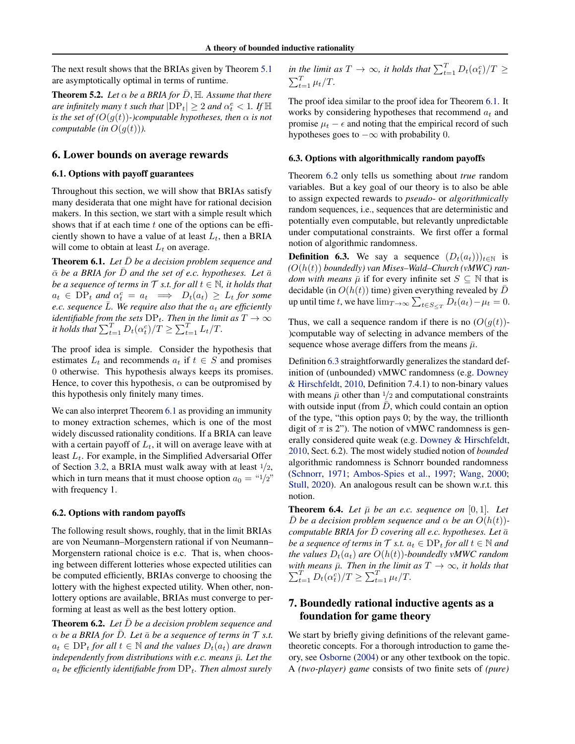The next result shows that the BRIAs given by Theorem 5.1 are asymptotically optimal in terms of runtime.

**Theorem 5.2.** *Let $\alpha$ be a BRIA for $\bar{D}, \mathbb{H}$. Assume that there are infinitely many $t$ such that $|\mathrm{DP}_t| \geq 2$ and $\alpha_t^e < 1$. If $\mathbb{H}$ is the set of $(O(g(t))$-)computable hypotheses, then $\alpha$ is not computable (in $O(g(t))$).*

## 6. Lower bounds on average rewards

### 6.1. Options with payoff guarantees

Throughout this section, we will show that BRIAs satisfy many desiderata that one might have for rational decision makers. In this section, we start with a simple result which shows that if at each time $t$ one of the options can be efficiently shown to have a value of at least $L_t$, then a BRIA will come to obtain at least $L_t$ on average.

**Theorem 6.1.** *Let $\bar{D}$ be a decision problem sequence and $\bar{\alpha}$ be a BRIA for $\bar{D}$ and the set of e.c. hypotheses. Let $\bar{a}$ be a sequence of terms in $\mathcal{T}$ s.t. for all $t \in \mathbb{N}$, it holds that $a_t \in \mathrm{DP}_t$ and $\alpha_t^c = a_t \implies D_t(a_t) \geq L_t$ for some e.c. sequence $\bar{L}$. We require also that the $a_t$ are efficiently identifiable from the sets $\mathrm{DP}_t$. Then in the limit as $T \to \infty$ it holds that $\sum_{t=1}^T D_t(\alpha_t^c)/T \geq \sum_{t=1}^T L_t/T$.*

The proof idea is simple. Consider the hypothesis that estimates $L_t$ and recommends $a_t$ if $t \in S$ and promises 0 otherwise. This hypothesis always keeps its promises. Hence, to cover this hypothesis, $\alpha$ can be outpromised by this hypothesis only finitely many times.

We can also interpret Theorem 6.1 as providing an immunity to money extraction schemes, which is one of the most widely discussed rationality conditions. If a BRIA can leave with a certain payoff of $L_t$, it will on average leave with at least $L_t$. For example, in the Simplified Adversarial Offer of Section 3.2, a BRIA must walk away with at least $1/2$, which in turn means that it must choose option $a_0 =$ "$1/2$" with frequency 1.

### 6.2. Options with random payoffs

The following result shows, roughly, that in the limit BRIAs are von Neumann–Morgenstern rational if von Neumann–Morgenstern rational choice is e.c. That is, when choosing between different lotteries whose expected utilities can be computed efficiently, BRIAs converge to choosing the lottery with the highest expected utility. When other, non-lottery options are available, BRIAs must converge to performing at least as well as the best lottery option.

**Theorem 6.2.** *Let $\bar{D}$ be a decision problem sequence and $\alpha$ be a BRIA for $\bar{D}$. Let $\bar{a}$ be a sequence of terms in $\mathcal{T}$ s.t. $a_t \in \mathrm{DP}_t$ for all $t \in \mathbb{N}$ and the values $D_t(a_t)$ are drawn independently from distributions with e.c. means $\bar{\mu}$. Let the $a_t$ be efficiently identifiable from $\mathrm{DP}_t$. Then almost surely in the limit as $T \to \infty$, it holds that $\sum_{t=1}^T D_t(\alpha_t^c)/T \geq \sum_{t=1}^T \mu_t/T$.*

The proof idea similar to the proof idea for Theorem 6.1. It works by considering hypotheses that recommend $a_t$ and promise $\mu_t - \epsilon$ and noting that the empirical record of such hypotheses goes to $-\infty$ with probability 0.

### 6.3. Options with algorithmically random payoffs

Theorem 6.2 only tells us something about *true* random variables. But a key goal of our theory is to also be able to assign expected rewards to *pseudo-* or *algorithmically* random sequences, i.e., sequences that are deterministic and potentially even computable, but relevantly unpredictable under computational constraints. We first offer a formal notion of algorithmic randomness.

**Definition 6.3.** We say a sequence $(D_t(a_t))_{t\in\mathbb{N}}$ is *$(O(h(t))$ boundedly) van Mises–Wald–Church (vMWC) random with means* $\bar{\mu}$ if for every infinite set $S \subseteq \mathbb{N}$ that is decidable (in $O(h(t))$ time) given everything revealed by $\bar{D}$ up until time $t$, we have $\lim_{T\to\infty} \sum_{t \in S_{\leq T}} D_t(a_t) - \mu_t = 0$.

Thus, we call a sequence random if there is no $(O(g(t))$-)computable way of selecting in advance members of the sequence whose average differs from the means $\bar{\mu}$.

Definition 6.3 straightforwardly generalizes the standard definition of (unbounded) vMWC randomness (e.g. Downey & Hirschfeldt, 2010, Definition 7.4.1) to non-binary values with means $\bar{\mu}$ other than $1/2$ and computational constraints with outside input (from $\bar{D}$, which could contain an option of the type, "this option pays 0; by the way, the trillionth digit of $\pi$ is 2"). The notion of vMWC randomness is generally considered quite weak (e.g. Downey & Hirschfeldt, 2010, Sect. 6.2). The most widely studied notion of *bounded* algorithmic randomness is Schnorr bounded randomness (Schnorr, 1971; Ambos-Spies et al., 1997; Wang, 2000; Stull, 2020). An analogous result can be shown w.r.t. this notion.

**Theorem 6.4.** *Let $\bar{\mu}$ be an e.c. sequence on $[0, 1]$. Let $\bar{D}$ be a decision problem sequence and $\alpha$ be an $O(h(t))$-computable BRIA for $\bar{D}$ covering all e.c. hypotheses. Let $\bar{a}$ be a sequence of terms in $\mathcal{T}$ s.t. $a_t \in \mathrm{DP}_t$ for all $t \in \mathbb{N}$ and the values $D_t(a_t)$ are $O(h(t))$-boundedly vMWC random with means $\bar{\mu}$. Then in the limit as $T \to \infty$, it holds that $\sum_{t=1}^T D_t(\alpha_t^c)/T \geq \sum_{t=1}^T \mu_t/T$.*

## 7. Boundedly rational inductive agents as a foundation for game theory

We start by briefly giving definitions of the relevant game-theoretic concepts. For a thorough introduction to game theory, see Osborne (2004) or any other textbook on the topic. A *(two-player) game* consists of two finite sets of *(pure)*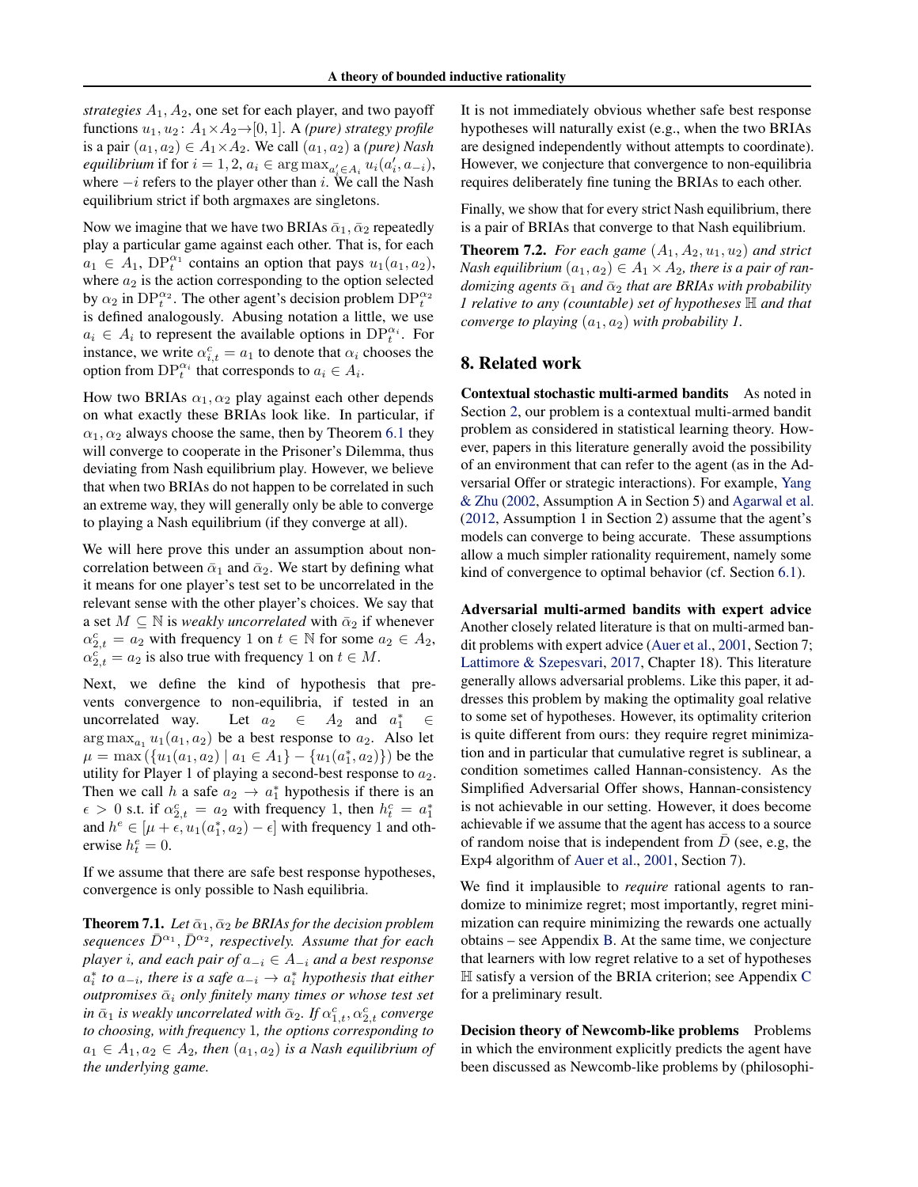*strategies* $A_1, A_2$, one set for each player, and two payoff functions $u_1, u_2\colon A_1 \times A_2 \to [0,1]$. A *(pure) strategy profile* is a pair $(a_1, a_2) \in A_1 \times A_2$. We call $(a_1, a_2)$ a *(pure) Nash equilibrium* if for $i = 1, 2$, $a_i \in \arg\max_{a_i' \in A_i} u_i(a_i', a_{-i})$, where $-i$ refers to the player other than $i$. We call the Nash equilibrium strict if both argmaxes are singletons.

Now we imagine that we have two BRIAs $\bar{\alpha}_1, \bar{\alpha}_2$ repeatedly play a particular game against each other. That is, for each $a_1 \in A_1$, $\mathrm{DP}_t^{\alpha_1}$ contains an option that pays $u_1(a_1, a_2)$, where $a_2$ is the action corresponding to the option selected by $\alpha_2$ in $\mathrm{DP}_t^{\alpha_2}$. The other agent's decision problem $\mathrm{DP}_t^{\alpha_2}$ is defined analogously. Abusing notation a little, we use $a_i \in A_i$ to represent the available options in $\mathrm{DP}_t^{\alpha_i}$. For instance, we write $\alpha_{i,t}^c = a_1$ to denote that $\alpha_i$ chooses the option from $\mathrm{DP}_t^{\alpha_i}$ that corresponds to $a_i \in A_i$.

How two BRIAs $\alpha_1, \alpha_2$ play against each other depends on what exactly these BRIAs look like. In particular, if $\alpha_1, \alpha_2$ always choose the same, then by Theorem 6.1 they will converge to cooperate in the Prisoner's Dilemma, thus deviating from Nash equilibrium play. However, we believe that when two BRIAs do not happen to be correlated in such an extreme way, they will generally only be able to converge to playing a Nash equilibrium (if they converge at all).

We will here prove this under an assumption about non-correlation between $\bar{\alpha}_1$ and $\bar{\alpha}_2$. We start by defining what it means for one player's test set to be uncorrelated in the relevant sense with the other player's choices. We say that a set $M \subseteq \mathbb{N}$ is *weakly uncorrelated* with $\bar{\alpha}_2$ if whenever $\alpha_{2,t}^c = a_2$ with frequency 1 on $t \in \mathbb{N}$ for some $a_2 \in A_2$, $\alpha_{2,t}^c = a_2$ is also true with frequency 1 on $t \in M$.

Next, we define the kind of hypothesis that prevents convergence to non-equilibria, if tested in an uncorrelated way. Let $a_2 \in A_2$ and $a_1^* \in \arg\max_{a_1} u_1(a_1, a_2)$ be a best response to $a_2$. Also let $\mu = \max\left(\{u_1(a_1, a_2) \mid a_1 \in A_1\} - \{u_1(a_1^*, a_2)\}\right)$ be the utility for Player 1 of playing a second-best response to $a_2$. Then we call $h$ a safe $a_2 \to a_1^*$ hypothesis if there is an $\epsilon > 0$ s.t. if $\alpha_{2,t}^c = a_2$ with frequency 1, then $h_t^c = a_1^*$ and $h^e \in [\mu + \epsilon, u_1(a_1^*, a_2) - \epsilon]$ with frequency 1 and otherwise $h_t^e = 0$.

If we assume that there are safe best response hypotheses, convergence is only possible to Nash equilibria.

**Theorem 7.1.** *Let $\bar{\alpha}_1, \bar{\alpha}_2$ be BRIAs for the decision problem sequences $\bar{D}^{\alpha_1}, \bar{D}^{\alpha_2}$, respectively. Assume that for each player $i$, and each pair of $a_{-i} \in A_{-i}$ and a best response $a_i^*$ to $a_{-i}$, there is a safe $a_{-i} \to a_i^*$ hypothesis that either outpromises $\bar{\alpha}_i$ only finitely many times or whose test set in $\bar{\alpha}_1$ is weakly uncorrelated with $\bar{\alpha}_2$. If $\alpha_{1,t}^c, \alpha_{2,t}^c$ converge to choosing, with frequency 1, the options corresponding to $a_1 \in A_1, a_2 \in A_2$, then $(a_1, a_2)$ is a Nash equilibrium of the underlying game.*

It is not immediately obvious whether safe best response hypotheses will naturally exist (e.g., when the two BRIAs are designed independently without attempts to coordinate). However, we conjecture that convergence to non-equilibria requires deliberately fine tuning the BRIAs to each other.

Finally, we show that for every strict Nash equilibrium, there is a pair of BRIAs that converge to that Nash equilibrium.

**Theorem 7.2.** *For each game $(A_1, A_2, u_1, u_2)$ and strict Nash equilibrium $(a_1, a_2) \in A_1 \times A_2$, there is a pair of randomizing agents $\bar{\alpha}_1$ and $\bar{\alpha}_2$ that are BRIAs with probability 1 relative to any (countable) set of hypotheses $\mathbb{H}$ and that converge to playing $(a_1, a_2)$ with probability 1.*

## 8. Related work

**Contextual stochastic multi-armed bandits** As noted in Section 2, our problem is a contextual multi-armed bandit problem as considered in statistical learning theory. However, papers in this literature generally avoid the possibility of an environment that can refer to the agent (as in the Adversarial Offer or strategic interactions). For example, Yang & Zhu (2002, Assumption A in Section 5) and Agarwal et al. (2012, Assumption 1 in Section 2) assume that the agent's models can converge to being accurate. These assumptions allow a much simpler rationality requirement, namely some kind of convergence to optimal behavior (cf. Section 6.1).

**Adversarial multi-armed bandits with expert advice** Another closely related literature is that on multi-armed bandit problems with expert advice (Auer et al., 2001, Section 7; Lattimore & Szepesvari, 2017, Chapter 18). This literature generally allows adversarial problems. Like this paper, it addresses this problem by making the optimality goal relative to some set of hypotheses. However, its optimality criterion is quite different from ours: they require regret minimization and in particular that cumulative regret is sublinear, a condition sometimes called Hannan-consistency. As the Simplified Adversarial Offer shows, Hannan-consistency is not achievable in our setting. However, it does become achievable if we assume that the agent has access to a source of random noise that is independent from $\bar{D}$ (see, e.g, the Exp4 algorithm of Auer et al., 2001, Section 7).

We find it implausible to *require* rational agents to randomize to minimize regret; most importantly, regret minimization can require minimizing the rewards one actually obtains – see Appendix B. At the same time, we conjecture that learners with low regret relative to a set of hypotheses $\mathbb{H}$ satisfy a version of the BRIA criterion; see Appendix C for a preliminary result.

**Decision theory of Newcomb-like problems** Problems in which the environment explicitly predicts the agent have been discussed as Newcomb-like problems by (philosophi-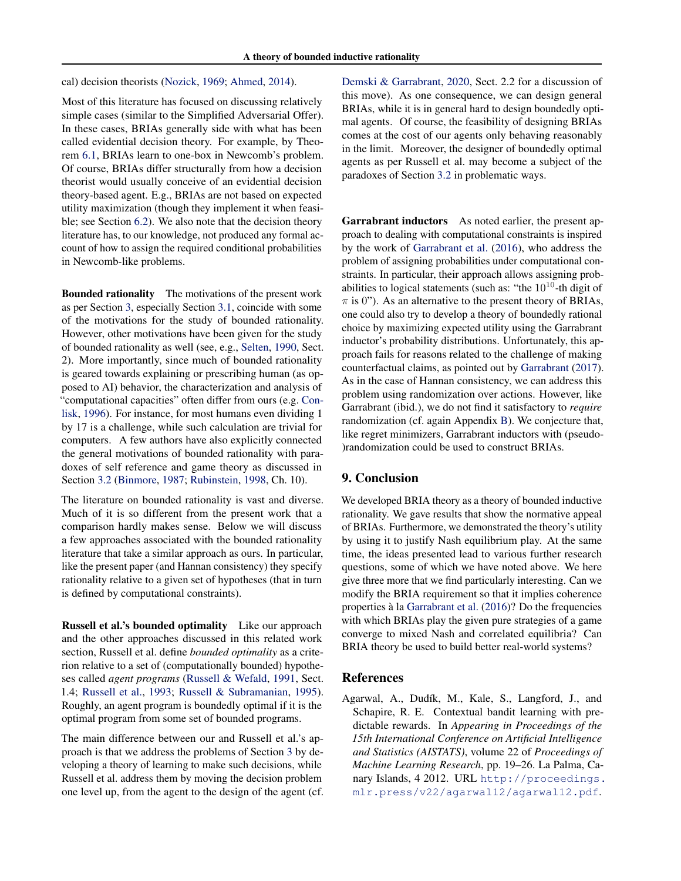cal) decision theorists (Nozick, 1969; Ahmed, 2014).

Most of this literature has focused on discussing relatively simple cases (similar to the Simplified Adversarial Offer). In these cases, BRIAs generally side with what has been called evidential decision theory. For example, by Theorem 6.1, BRIAs learn to one-box in Newcomb's problem. Of course, BRIAs differ structurally from how a decision theorist would usually conceive of an evidential decision theory-based agent. E.g., BRIAs are not based on expected utility maximization (though they implement it when feasible; see Section 6.2). We also note that the decision theory literature has, to our knowledge, not produced any formal account of how to assign the required conditional probabilities in Newcomb-like problems.

**Bounded rationality** The motivations of the present work as per Section 3, especially Section 3.1, coincide with some of the motivations for the study of bounded rationality. However, other motivations have been given for the study of bounded rationality as well (see, e.g., Selten, 1990, Sect. 2). More importantly, since much of bounded rationality is geared towards explaining or prescribing human (as opposed to AI) behavior, the characterization and analysis of "computational capacities" often differ from ours (e.g. Conlisk, 1996). For instance, for most humans even dividing 1 by 17 is a challenge, while such calculation are trivial for computers. A few authors have also explicitly connected the general motivations of bounded rationality with paradoxes of self reference and game theory as discussed in Section 3.2 (Binmore, 1987; Rubinstein, 1998, Ch. 10).

The literature on bounded rationality is vast and diverse. Much of it is so different from the present work that a comparison hardly makes sense. Below we will discuss a few approaches associated with the bounded rationality literature that take a similar approach as ours. In particular, like the present paper (and Hannan consistency) they specify rationality relative to a given set of hypotheses (that in turn is defined by computational constraints).

**Russell et al.'s bounded optimality** Like our approach and the other approaches discussed in this related work section, Russell et al. define *bounded optimality* as a criterion relative to a set of (computationally bounded) hypotheses called *agent programs* (Russell & Wefald, 1991, Sect. 1.4; Russell et al., 1993; Russell & Subramanian, 1995). Roughly, an agent program is boundedly optimal if it is the optimal program from some set of bounded programs.

The main difference between our and Russell et al.'s approach is that we address the problems of Section 3 by developing a theory of learning to make such decisions, while Russell et al. address them by moving the decision problem one level up, from the agent to the design of the agent (cf. Demski & Garrabrant, 2020, Sect. 2.2 for a discussion of this move). As one consequence, we can design general BRIAs, while it is in general hard to design boundedly optimal agents. Of course, the feasibility of designing BRIAs comes at the cost of our agents only behaving reasonably in the limit. Moreover, the designer of boundedly optimal agents as per Russell et al. may become a subject of the paradoxes of Section 3.2 in problematic ways.

**Garrabrant inductors** As noted earlier, the present approach to dealing with computational constraints is inspired by the work of Garrabrant et al. (2016), who address the problem of assigning probabilities under computational constraints. In particular, their approach allows assigning probabilities to logical statements (such as: "the $10^{10}$-th digit of $\pi$ is 0"). As an alternative to the present theory of BRIAs, one could also try to develop a theory of boundedly rational choice by maximizing expected utility using the Garrabrant inductor's probability distributions. Unfortunately, this approach fails for reasons related to the challenge of making counterfactual claims, as pointed out by Garrabrant (2017). As in the case of Hannan consistency, we can address this problem using randomization over actions. However, like Garrabrant (ibid.), we do not find it satisfactory to *require* randomization (cf. again Appendix B). We conjecture that, like regret minimizers, Garrabrant inductors with (pseudo-)randomization could be used to construct BRIAs.

## 9. Conclusion

We developed BRIA theory as a theory of bounded inductive rationality. We gave results that show the normative appeal of BRIAs. Furthermore, we demonstrated the theory's utility by using it to justify Nash equilibrium play. At the same time, the ideas presented lead to various further research questions, some of which we have noted above. We here give three more that we find particularly interesting. Can we modify the BRIA requirement so that it implies coherence properties à la Garrabrant et al. (2016)? Do the frequencies with which BRIAs play the given pure strategies of a game converge to mixed Nash and correlated equilibria? Can BRIA theory be used to build better real-world systems?

## References

Agarwal, A., Dudík, M., Kale, S., Langford, J., and Schapire, R. E. Contextual bandit learning with predictable rewards. In *Appearing in Proceedings of the 15th International Conference on Artificial Intelligence and Statistics (AISTATS)*, volume 22 of *Proceedings of Machine Learning Research*, pp. 19–26. La Palma, Canary Islands, 4 2012. URL http://proceedings.mlr.press/v22/agarwal12/agarwal12.pdf.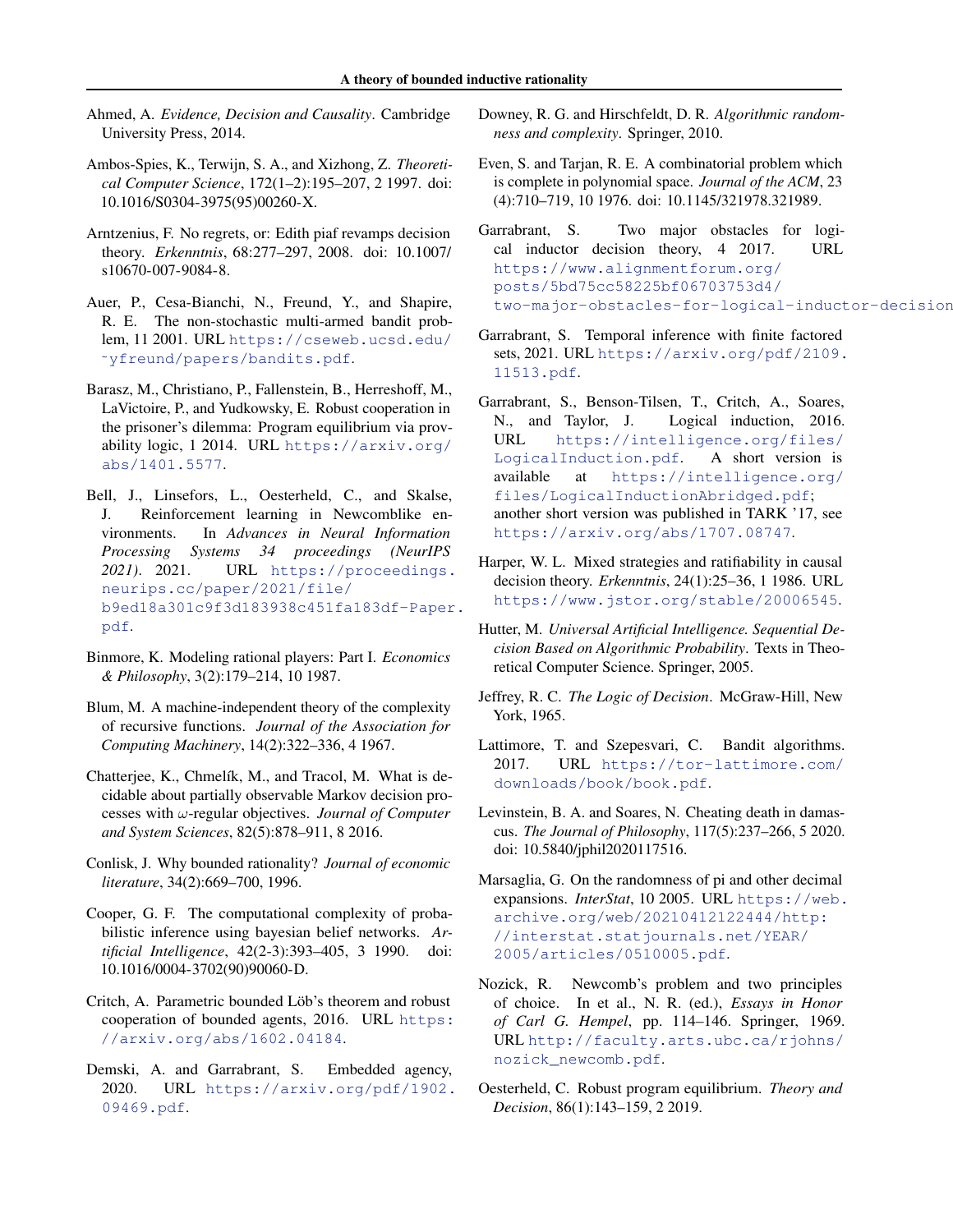Ahmed, A. *Evidence, Decision and Causality*. Cambridge University Press, 2014.

Ambos-Spies, K., Terwijn, S. A., and Xizhong, Z. *Theoretical Computer Science*, 172(1–2):195–207, 2 1997. doi: 10.1016/S0304-3975(95)00260-X.

Arntzenius, F. No regrets, or: Edith piaf revamps decision theory. *Erkenntnis*, 68:277–297, 2008. doi: 10.1007/s10670-007-9084-8.

Auer, P., Cesa-Bianchi, N., Freund, Y., and Shapire, R. E. The non-stochastic multi-armed bandit problem, 11 2001. URL https://cseweb.ucsd.edu/~yfreund/papers/bandits.pdf.

Barasz, M., Christiano, P., Fallenstein, B., Herreshoff, M., LaVictoire, P., and Yudkowsky, E. Robust cooperation in the prisoner's dilemma: Program equilibrium via provability logic, 1 2014. URL https://arxiv.org/abs/1401.5577.

Bell, J., Linsefors, L., Oesterheld, C., and Skalse, J. Reinforcement learning in Newcomblike environments. In *Advances in Neural Information Processing Systems 34 proceedings (NeurIPS 2021)*. 2021. URL https://proceedings.neurips.cc/paper/2021/file/b9ed18a301c9f3d183938c451fa183df-Paper.pdf.

Binmore, K. Modeling rational players: Part I. *Economics & Philosophy*, 3(2):179–214, 10 1987.

Blum, M. A machine-independent theory of the complexity of recursive functions. *Journal of the Association for Computing Machinery*, 14(2):322–336, 4 1967.

Chatterjee, K., Chmelík, M., and Tracol, M. What is decidable about partially observable Markov decision processes with $\omega$-regular objectives. *Journal of Computer and System Sciences*, 82(5):878–911, 8 2016.

Conlisk, J. Why bounded rationality? *Journal of economic literature*, 34(2):669–700, 1996.

Cooper, G. F. The computational complexity of probabilistic inference using bayesian belief networks. *Artificial Intelligence*, 42(2-3):393–405, 3 1990. doi: 10.1016/0004-3702(90)90060-D.

Critch, A. Parametric bounded Löb's theorem and robust cooperation of bounded agents, 2016. URL https://arxiv.org/abs/1602.04184.

Demski, A. and Garrabrant, S. Embedded agency, 2020. URL https://arxiv.org/pdf/1902.09469.pdf.

Downey, R. G. and Hirschfeldt, D. R. *Algorithmic randomness and complexity*. Springer, 2010.

Even, S. and Tarjan, R. E. A combinatorial problem which is complete in polynomial space. *Journal of the ACM*, 23 (4):710–719, 10 1976. doi: 10.1145/321978.321989.

Garrabrant, S. Two major obstacles for logical inductor decision theory, 4 2017. URL https://www.alignmentforum.org/posts/5bd75cc58225bf06703753d4/two-major-obstacles-for-logical-inductor-decision

Garrabrant, S. Temporal inference with finite factored sets, 2021. URL https://arxiv.org/pdf/2109.11513.pdf.

Garrabrant, S., Benson-Tilsen, T., Critch, A., Soares, N., and Taylor, J. Logical induction, 2016. URL https://intelligence.org/files/LogicalInduction.pdf. A short version is available at https://intelligence.org/files/LogicalInductionAbridged.pdf; another short version was published in TARK '17, see https://arxiv.org/abs/1707.08747.

Harper, W. L. Mixed strategies and ratifiability in causal decision theory. *Erkenntnis*, 24(1):25–36, 1 1986. URL https://www.jstor.org/stable/20006545.

Hutter, M. *Universal Artificial Intelligence. Sequential Decision Based on Algorithmic Probability*. Texts in Theoretical Computer Science. Springer, 2005.

Jeffrey, R. C. *The Logic of Decision*. McGraw-Hill, New York, 1965.

Lattimore, T. and Szepesvari, C. Bandit algorithms. 2017. URL https://tor-lattimore.com/downloads/book/book.pdf.

Levinstein, B. A. and Soares, N. Cheating death in damascus. *The Journal of Philosophy*, 117(5):237–266, 5 2020. doi: 10.5840/jphil2020117516.

Marsaglia, G. On the randomness of pi and other decimal expansions. *InterStat*, 10 2005. URL https://web.archive.org/web/20210412122444/http://interstat.statjournals.net/YEAR/2005/articles/0510005.pdf.

Nozick, R. Newcomb's problem and two principles of choice. In et al., N. R. (ed.), *Essays in Honor of Carl G. Hempel*, pp. 114–146. Springer, 1969. URL http://faculty.arts.ubc.ca/rjohns/nozick_newcomb.pdf.

Oesterheld, C. Robust program equilibrium. *Theory and Decision*, 86(1):143–159, 2 2019.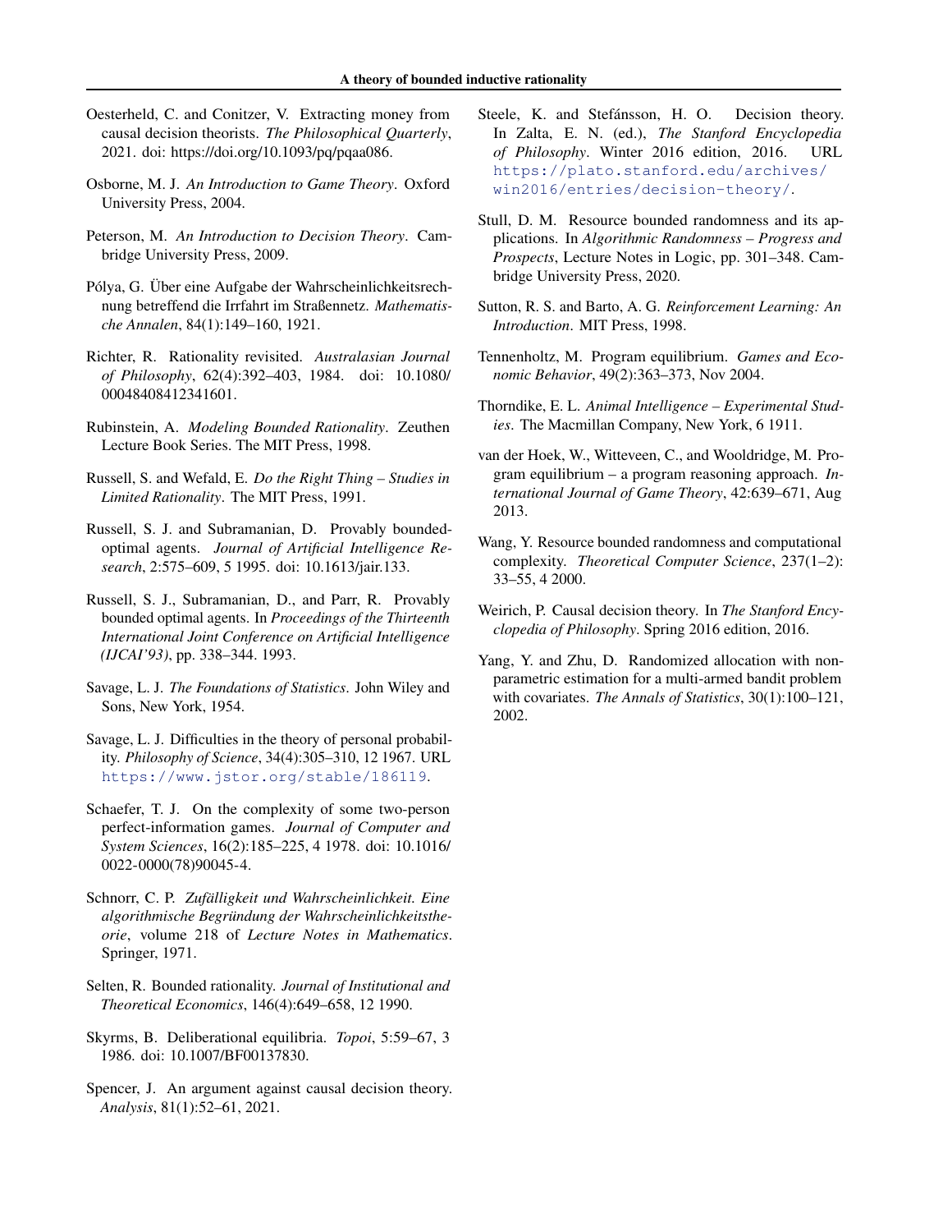Oesterheld, C. and Conitzer, V. Extracting money from causal decision theorists. *The Philosophical Quarterly*, 2021. doi: https://doi.org/10.1093/pq/pqaa086.

Osborne, M. J. *An Introduction to Game Theory*. Oxford University Press, 2004.

Peterson, M. *An Introduction to Decision Theory*. Cambridge University Press, 2009.

Pólya, G. Über eine Aufgabe der Wahrscheinlichkeitsrechnung betreffend die Irrfahrt im Straßennetz. *Mathematische Annalen*, 84(1):149–160, 1921.

Richter, R. Rationality revisited. *Australasian Journal of Philosophy*, 62(4):392–403, 1984. doi: 10.1080/00048408412341601.

Rubinstein, A. *Modeling Bounded Rationality*. Zeuthen Lecture Book Series. The MIT Press, 1998.

Russell, S. and Wefald, E. *Do the Right Thing – Studies in Limited Rationality*. The MIT Press, 1991.

Russell, S. J. and Subramanian, D. Provably bounded-optimal agents. *Journal of Artificial Intelligence Research*, 2:575–609, 5 1995. doi: 10.1613/jair.133.

Russell, S. J., Subramanian, D., and Parr, R. Provably bounded optimal agents. In *Proceedings of the Thirteenth International Joint Conference on Artificial Intelligence (IJCAI'93)*, pp. 338–344. 1993.

Savage, L. J. *The Foundations of Statistics*. John Wiley and Sons, New York, 1954.

Savage, L. J. Difficulties in the theory of personal probability. *Philosophy of Science*, 34(4):305–310, 12 1967. URL https://www.jstor.org/stable/186119.

Schaefer, T. J. On the complexity of some two-person perfect-information games. *Journal of Computer and System Sciences*, 16(2):185–225, 4 1978. doi: 10.1016/0022-0000(78)90045-4.

Schnorr, C. P. *Zufälligkeit und Wahrscheinlichkeit. Eine algorithmische Begründung der Wahrscheinlichkeitstheorie*, volume 218 of *Lecture Notes in Mathematics*. Springer, 1971.

Selten, R. Bounded rationality. *Journal of Institutional and Theoretical Economics*, 146(4):649–658, 12 1990.

Skyrms, B. Deliberational equilibria. *Topoi*, 5:59–67, 3 1986. doi: 10.1007/BF00137830.

Spencer, J. An argument against causal decision theory. *Analysis*, 81(1):52–61, 2021.

Steele, K. and Stefánsson, H. O. Decision theory. In Zalta, E. N. (ed.), *The Stanford Encyclopedia of Philosophy*. Winter 2016 edition, 2016. URL https://plato.stanford.edu/archives/win2016/entries/decision-theory/.

Stull, D. M. Resource bounded randomness and its applications. In *Algorithmic Randomness – Progress and Prospects*, Lecture Notes in Logic, pp. 301–348. Cambridge University Press, 2020.

Sutton, R. S. and Barto, A. G. *Reinforcement Learning: An Introduction*. MIT Press, 1998.

Tennenholtz, M. Program equilibrium. *Games and Economic Behavior*, 49(2):363–373, Nov 2004.

Thorndike, E. L. *Animal Intelligence – Experimental Studies*. The Macmillan Company, New York, 6 1911.

van der Hoek, W., Witteveen, C., and Wooldridge, M. Program equilibrium – a program reasoning approach. *International Journal of Game Theory*, 42:639–671, Aug 2013.

Wang, Y. Resource bounded randomness and computational complexity. *Theoretical Computer Science*, 237(1–2):33–55, 4 2000.

Weirich, P. Causal decision theory. In *The Stanford Encyclopedia of Philosophy*. Spring 2016 edition, 2016.

Yang, Y. and Zhu, D. Randomized allocation with nonparametric estimation for a multi-armed bandit problem with covariates. *The Annals of Statistics*, 30(1):100–121, 2002.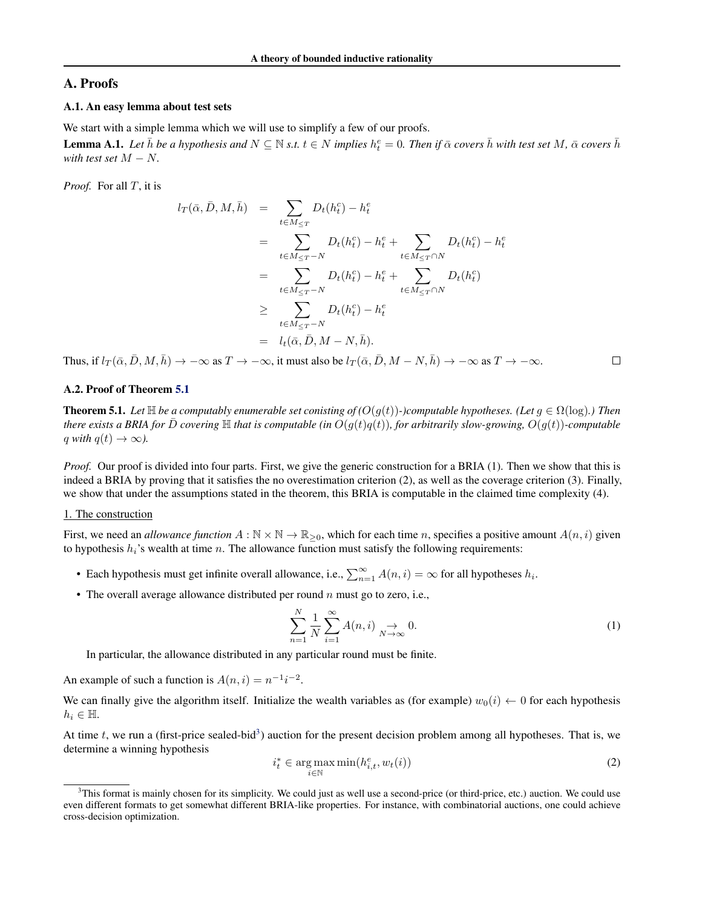# A. Proofs

## A.1. An easy lemma about test sets

We start with a simple lemma which we will use to simplify a few of our proofs.

**Lemma A.1.** *Let $\bar{h}$ be a hypothesis and $N \subseteq \mathbb{N}$ s.t. $t \in N$ implies $h_t^e = 0$. Then if $\bar{\alpha}$ covers $\bar{h}$ with test set $M$, $\bar{\alpha}$ covers $\bar{h}$ with test set $M - N$.*

*Proof.* For all $T$, it is

$$
\begin{aligned}
l_T(\bar{\alpha}, \bar{D}, M, \bar{h}) &= \sum_{t \in M_{\leq T}} D_t(h_t^c) - h_t^e \\
&= \sum_{t \in M_{\leq T} - N} D_t(h_t^c) - h_t^e + \sum_{t \in M_{\leq T} \cap N} D_t(h_t^c) - h_t^e \\
&= \sum_{t \in M_{\leq T} - N} D_t(h_t^c) - h_t^e + \sum_{t \in M_{\leq T} \cap N} D_t(h_t^c) \\
&\geq \sum_{t \in M_{\leq T} - N} D_t(h_t^c) - h_t^e \\
&= l_t(\bar{\alpha}, \bar{D}, M - N, \bar{h}).
\end{aligned}
$$

Thus, if $l_T(\bar{\alpha}, \bar{D}, M, \bar{h}) \to -\infty$ as $T \to -\infty$, it must also be $l_T(\bar{\alpha}, \bar{D}, M - N, \bar{h}) \to -\infty$ as $T \to -\infty$. $\square$

## A.2. Proof of Theorem 5.1

**Theorem 5.1.** *Let $\mathbb{H}$ be a computably enumerable set conisting of ($O(g(t))$-)computable hypotheses. (Let $g \in \Omega(\log)$.) Then there exists a BRIA for $\bar{D}$ covering $\mathbb{H}$ that is computable (in $O(g(t)q(t))$, for arbitrarily slow-growing, $O(g(t))$-computable $q$ with $q(t) \to \infty$).*

*Proof.* Our proof is divided into four parts. First, we give the generic construction for a BRIA (1). Then we show that this is indeed a BRIA by proving that it satisfies the no overestimation criterion (2), as well as the coverage criterion (3). Finally, we show that under the assumptions stated in the theorem, this BRIA is computable in the claimed time complexity (4).

1. The construction

First, we need an *allowance function* $A : \mathbb{N} \times \mathbb{N} \to \mathbb{R}_{\geq 0}$, which for each time $n$, specifies a positive amount $A(n, i)$ given to hypothesis $h_i$'s wealth at time $n$. The allowance function must satisfy the following requirements:

- Each hypothesis must get infinite overall allowance, i.e., $\sum_{n=1}^{\infty} A(n, i) = \infty$ for all hypotheses $h_i$.
- The overall average allowance distributed per round $n$ must go to zero, i.e.,

$$\sum_{n=1}^{N} \frac{1}{N} \sum_{i=1}^{\infty} A(n, i) \underset{N \to \infty}{\to} 0. \tag{1}$$

  In particular, the allowance distributed in any particular round must be finite.

An example of such a function is $A(n, i) = n^{-1} i^{-2}$.

We can finally give the algorithm itself. Initialize the wealth variables as (for example) $w_0(i) \leftarrow 0$ for each hypothesis $h_i \in \mathbb{H}$.

At time $t$, we run a (first-price sealed-bid[3]) auction for the present decision problem among all hypotheses. That is, we determine a winning hypothesis

$$i_t^* \in \arg\max_{i \in \mathbb{N}} \min(h_{i,t}^e, w_t(i)) \tag{2}$$

[3] This format is mainly chosen for its simplicity. We could just as well use a second-price (or third-price, etc.) auction. We could use even different formats to get somewhat different BRIA-like properties. For instance, with combinatorial auctions, one could achieve cross-decision optimization.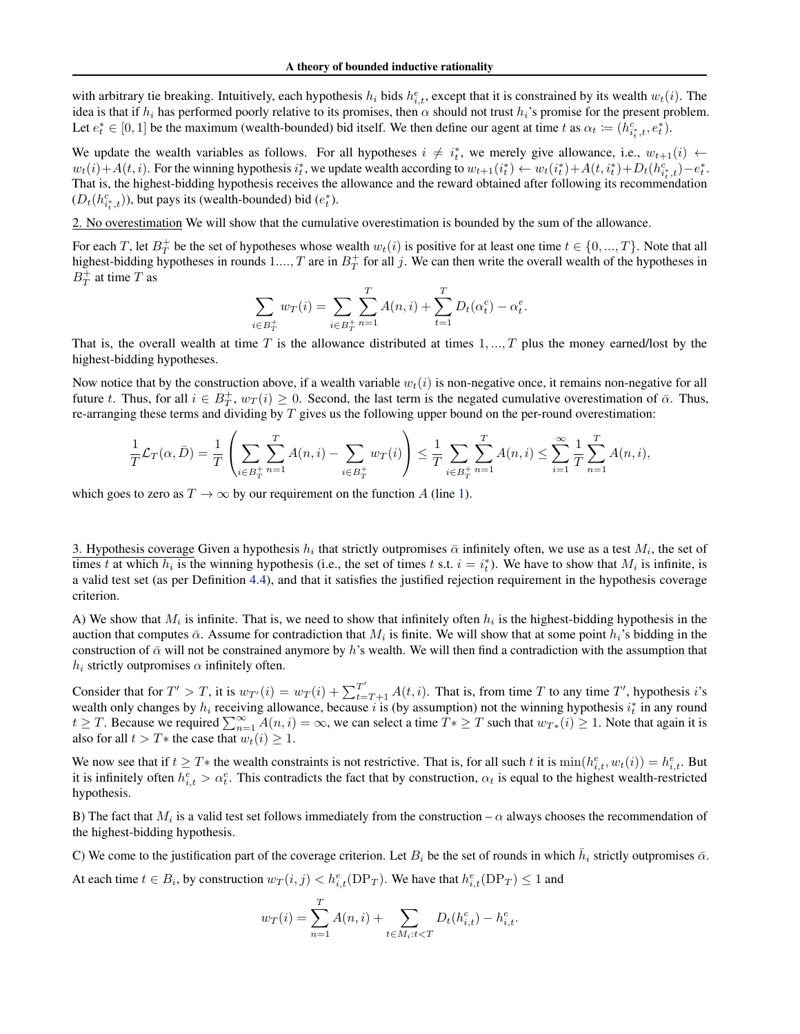with arbitrary tie breaking. Intuitively, each hypothesis $h_i$ bids $h^e_{i,t}$, except that it is constrained by its wealth $w_t(i)$. The idea is that if $h_i$ has performed poorly relative to its promises, then $\alpha$ should not trust $h_i$'s promise for the present problem. Let $e^*_t \in [0,1]$ be the maximum (wealth-bounded) bid itself. We then define our agent at time $t$ as $\alpha_t := (h^c_{i^*_t,t}, e^*_t)$.

We update the wealth variables as follows. For all hypotheses $i \neq i^*_t$, we merely give allowance, i.e., $w_{t+1}(i) \leftarrow w_t(i) + A(t,i)$. For the winning hypothesis $i^*_t$, we update wealth according to $w_{t+1}(i^*_t) \leftarrow w_t(i^*_t) + A(t, i^*_t) + D_t(h^c_{i^*_t,t}) - e^*_t$. That is, the highest-bidding hypothesis receives the allowance and the reward obtained after following its recommendation ($D_t(h^c_{i^*_t,t})$), but pays its (wealth-bounded) bid ($e^*_t$).

2. No overestimation We will show that the cumulative overestimation is bounded by the sum of the allowance.

For each $T$, let $B^+_T$ be the set of hypotheses whose wealth $w_t(i)$ is positive for at least one time $t \in \{0, ..., T\}$. Note that all highest-bidding hypotheses in rounds $1...., T$ are in $B^+_T$ for all $j$. We can then write the overall wealth of the hypotheses in $B^+_T$ at time $T$ as

$$\sum_{i \in B^+_T} w_T(i) = \sum_{i \in B^+_T} \sum_{n=1}^{T} A(n,i) + \sum_{t=1}^{T} D_t(\alpha^c_t) - \alpha^e_t.$$

That is, the overall wealth at time $T$ is the allowance distributed at times $1, ..., T$ plus the money earned/lost by the highest-bidding hypotheses.

Now notice that by the construction above, if a wealth variable $w_t(i)$ is non-negative once, it remains non-negative for all future $t$. Thus, for all $i \in B^+_T$, $w_T(i) \geq 0$. Second, the last term is the negated cumulative overestimation of $\bar{\alpha}$. Thus, re-arranging these terms and dividing by $T$ gives us the following upper bound on the per-round overestimation:

$$\frac{1}{T}\mathcal{L}_T(\alpha, \bar{D}) = \frac{1}{T}\left(\sum_{i \in B^+_T} \sum_{n=1}^{T} A(n,i) - \sum_{i \in B^+_T} w_T(i)\right) \leq \frac{1}{T} \sum_{i \in B^+_T} \sum_{n=1}^{T} A(n,i) \leq \sum_{i=1}^{\infty} \frac{1}{T} \sum_{n=1}^{T} A(n,i),$$

which goes to zero as $T \to \infty$ by our requirement on the function $A$ (line 1).

3. Hypothesis coverage Given a hypothesis $h_i$ that strictly outpromises $\bar{\alpha}$ infinitely often, we use as a test $M_i$, the set of times $t$ at which $h_i$ is the winning hypothesis (i.e., the set of times $t$ s.t. $i = i^*_t$). We have to show that $M_i$ is infinite, is a valid test set (as per Definition 4.4), and that it satisfies the justified rejection requirement in the hypothesis coverage criterion.

A) We show that $M_i$ is infinite. That is, we need to show that infinitely often $h_i$ is the highest-bidding hypothesis in the auction that computes $\bar{\alpha}$. Assume for contradiction that $M_i$ is finite. We will show that at some point $h_i$'s bidding in the construction of $\bar{\alpha}$ will not be constrained anymore by $h$'s wealth. We will then find a contradiction with the assumption that $h_i$ strictly outpromises $\alpha$ infinitely often.

Consider that for $T' > T$, it is $w_{T'}(i) = w_T(i) + \sum_{t=T+1}^{T'} A(t,i)$. That is, from time $T$ to any time $T'$, hypothesis $i$'s wealth only changes by $h_i$ receiving allowance, because $i$ is (by assumption) not the winning hypothesis $i^*_t$ in any round $t \geq T$. Because we required $\sum_{n=1}^{\infty} A(n,i) = \infty$, we can select a time $T* \geq T$ such that $w_{T*}(i) \geq 1$. Note that again it is also for all $t > T*$ the case that $w_t(i) \geq 1$.

We now see that if $t \geq T*$ the wealth constraints is not restrictive. That is, for all such $t$ it is $\min(h^e_{i,t}, w_t(i)) = h^e_{i,t}$. But it is infinitely often $h^e_{i,t} > \alpha^e_t$. This contradicts the fact that by construction, $\alpha_t$ is equal to the highest wealth-restricted hypothesis.

B) The fact that $M_i$ is a valid test set follows immediately from the construction – $\alpha$ always chooses the recommendation of the highest-bidding hypothesis.

C) We come to the justification part of the coverage criterion. Let $B_i$ be the set of rounds in which $\bar{h}_i$ strictly outpromises $\bar{\alpha}$.

At each time $t \in B_i$, by construction $w_T(i,j) < h^e_{i,t}(\mathrm{DP}_T)$. We have that $h^e_{i,t}(\mathrm{DP}_T) \leq 1$ and

$$w_T(i) = \sum_{n=1}^{T} A(n,i) + \sum_{t \in M_i : t < T} D_t(h^c_{i,t}) - h^e_{i,t}.$$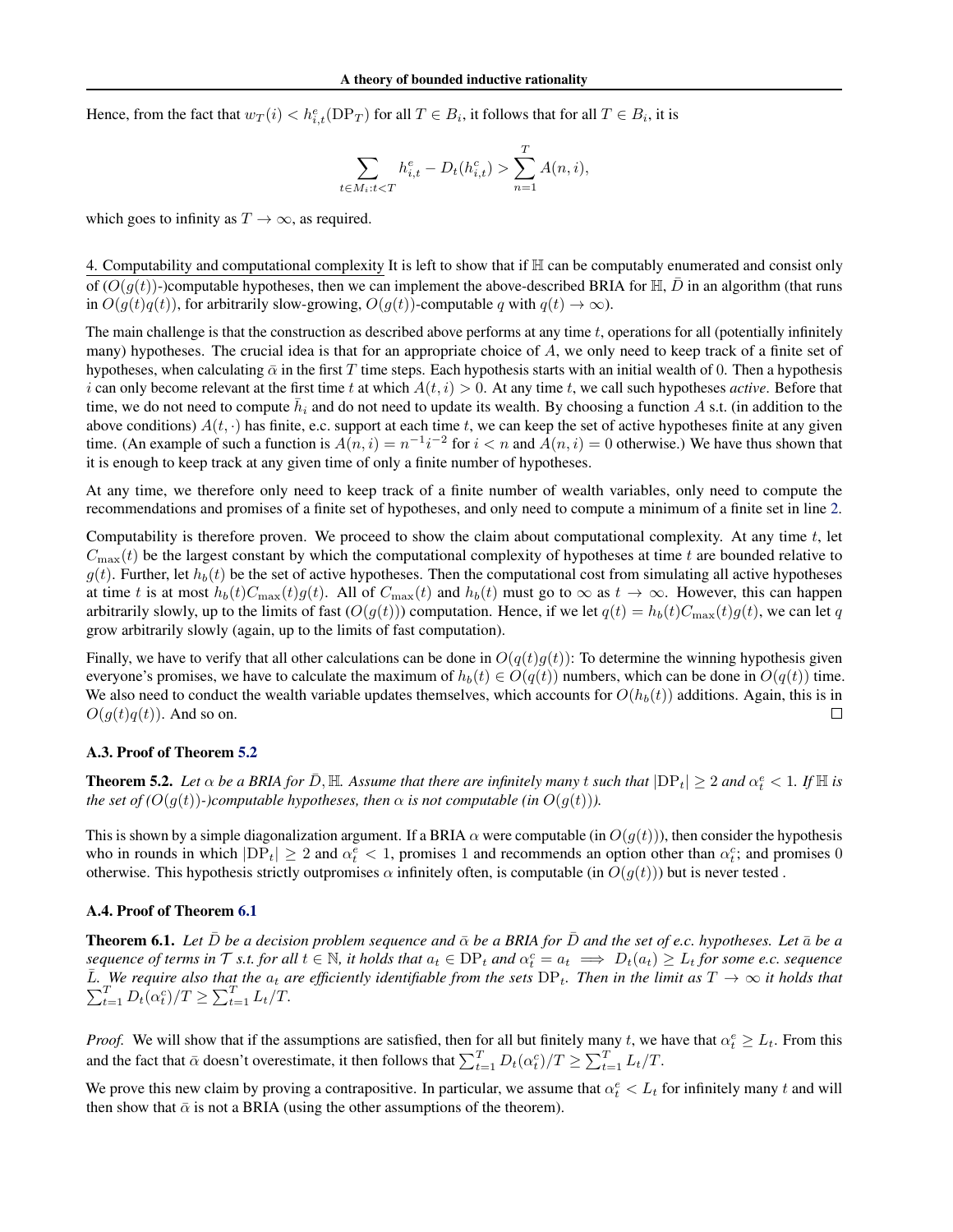Hence, from the fact that $w_T(i) < h^e_{i,t}(\mathrm{DP}_T)$ for all $T \in B_i$, it follows that for all $T \in B_i$, it is

$$\sum_{t \in M_i : t < T} h^e_{i,t} - D_t(h^c_{i,t}) > \sum_{n=1}^{T} A(n,i),$$

which goes to infinity as $T \to \infty$, as required.

4. Computability and computational complexity It is left to show that if $\mathbb{H}$ can be computably enumerated and consist only of ($O(g(t))$-)computable hypotheses, then we can implement the above-described BRIA for $\mathbb{H}, \bar{D}$ in an algorithm (that runs in $O(g(t)q(t))$, for arbitrarily slow-growing, $O(g(t))$-computable $q$ with $q(t) \to \infty$).

The main challenge is that the construction as described above performs at any time $t$, operations for all (potentially infinitely many) hypotheses. The crucial idea is that for an appropriate choice of $A$, we only need to keep track of a finite set of hypotheses, when calculating $\bar{\alpha}$ in the first $T$ time steps. Each hypothesis starts with an initial wealth of 0. Then a hypothesis $i$ can only become relevant at the first time $t$ at which $A(t,i) > 0$. At any time $t$, we call such hypotheses *active*. Before that time, we do not need to compute $\bar{h}_i$ and do not need to update its wealth. By choosing a function $A$ s.t. (in addition to the above conditions) $A(t,\cdot)$ has finite, e.c. support at each time $t$, we can keep the set of active hypotheses finite at any given time. (An example of such a function is $A(n,i) = n^{-1}i^{-2}$ for $i < n$ and $A(n,i) = 0$ otherwise.) We have thus shown that it is enough to keep track at any given time of only a finite number of hypotheses.

At any time, we therefore only need to keep track of a finite number of wealth variables, only need to compute the recommendations and promises of a finite set of hypotheses, and only need to compute a minimum of a finite set in line 2.

Computability is therefore proven. We proceed to show the claim about computational complexity. At any time $t$, let $C_{\max}(t)$ be the largest constant by which the computational complexity of hypotheses at time $t$ are bounded relative to $g(t)$. Further, let $h_b(t)$ be the set of active hypotheses. Then the computational cost from simulating all active hypotheses at time $t$ is at most $h_b(t)C_{\max}(t)g(t)$. All of $C_{\max}(t)$ and $h_b(t)$ must go to $\infty$ as $t \to \infty$. However, this can happen arbitrarily slowly, up to the limits of fast ($O(g(t))$) computation. Hence, if we let $q(t) = h_b(t)C_{\max}(t)g(t)$, we can let $q$ grow arbitrarily slowly (again, up to the limits of fast computation).

Finally, we have to verify that all other calculations can be done in $O(q(t)g(t))$: To determine the winning hypothesis given everyone's promises, we have to calculate the maximum of $h_b(t) \in O(q(t))$ numbers, which can be done in $O(q(t))$ time. We also need to conduct the wealth variable updates themselves, which accounts for $O(h_b(t))$ additions. Again, this is in $O(g(t)q(t))$. And so on. □

### A.3. Proof of Theorem 5.2

**Theorem 5.2.** *Let $\alpha$ be a BRIA for $\bar{D}, \mathbb{H}$. Assume that there are infinitely many $t$ such that $|\mathrm{DP}_t| \geq 2$ and $\alpha^e_t < 1$. If $\mathbb{H}$ is the set of ($O(g(t))$-)computable hypotheses, then $\alpha$ is not computable (in $O(g(t))$).*

This is shown by a simple diagonalization argument. If a BRIA $\alpha$ were computable (in $O(g(t))$), then consider the hypothesis who in rounds in which $|\mathrm{DP}_t| \geq 2$ and $\alpha^e_t < 1$, promises 1 and recommends an option other than $\alpha^c_t$; and promises 0 otherwise. This hypothesis strictly outpromises $\alpha$ infinitely often, is computable (in $O(g(t))$) but is never tested .

### A.4. Proof of Theorem 6.1

**Theorem 6.1.** *Let $\bar{D}$ be a decision problem sequence and $\bar{\alpha}$ be a BRIA for $\bar{D}$ and the set of e.c. hypotheses. Let $\bar{a}$ be a sequence of terms in $\mathcal{T}$ s.t. for all $t \in \mathbb{N}$, it holds that $a_t \in \mathrm{DP}_t$ and $\alpha^c_t = a_t \implies D_t(a_t) \geq L_t$ for some e.c. sequence $\bar{L}$. We require also that the $a_t$ are efficiently identifiable from the sets $\mathrm{DP}_t$. Then in the limit as $T \to \infty$ it holds that $\sum_{t=1}^{T} D_t(\alpha^c_t)/T \geq \sum_{t=1}^{T} L_t/T$.*

*Proof.* We will show that if the assumptions are satisfied, then for all but finitely many $t$, we have that $\alpha^e_t \geq L_t$. From this and the fact that $\bar{\alpha}$ doesn't overestimate, it then follows that $\sum_{t=1}^{T} D_t(\alpha^c_t)/T \geq \sum_{t=1}^{T} L_t/T$.

We prove this new claim by proving a contrapositive. In particular, we assume that $\alpha^e_t < L_t$ for infinitely many $t$ and will then show that $\bar{\alpha}$ is not a BRIA (using the other assumptions of the theorem).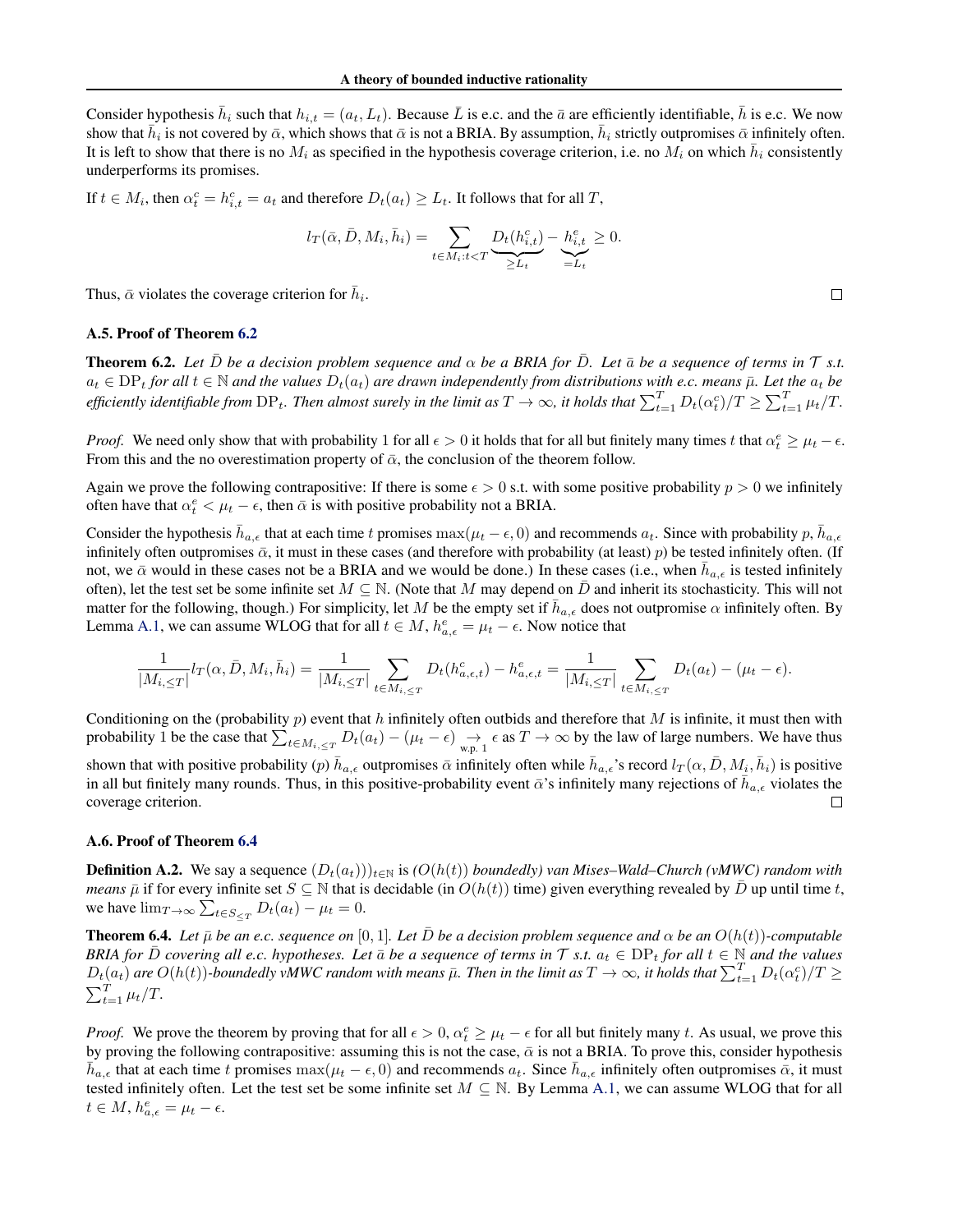Consider hypothesis $\bar{h}_i$ such that $h_{i,t} = (a_t, L_t)$. Because $\bar{L}$ is e.c. and the $\bar{a}$ are efficiently identifiable, $\bar{h}$ is e.c. We now show that $\bar{h}_i$ is not covered by $\bar{\alpha}$, which shows that $\bar{\alpha}$ is not a BRIA. By assumption, $\bar{h}_i$ strictly outpromises $\bar{\alpha}$ infinitely often. It is left to show that there is no $M_i$ as specified in the hypothesis coverage criterion, i.e. no $M_i$ on which $\bar{h}_i$ consistently underperforms its promises.

If $t \in M_i$, then $\alpha_t^c = h_{i,t}^c = a_t$ and therefore $D_t(a_t) \geq L_t$. It follows that for all $T$,

$$l_T(\bar{\alpha}, \bar{D}, M_i, \bar{h}_i) = \sum_{t \in M_i : t < T} \underbrace{D_t(h_{i,t}^c)}_{\geq L_t} - \underbrace{h_{i,t}^e}_{= L_t} \geq 0.$$

Thus, $\bar{\alpha}$ violates the coverage criterion for $\bar{h}_i$. □

### A.5. Proof of Theorem 6.2

**Theorem 6.2.** *Let $\bar{D}$ be a decision problem sequence and $\alpha$ be a BRIA for $\bar{D}$. Let $\bar{a}$ be a sequence of terms in $\mathcal{T}$ s.t. $a_t \in \mathrm{DP}_t$ for all $t \in \mathbb{N}$ and the values $D_t(a_t)$ are drawn independently from distributions with e.c. means $\bar{\mu}$. Let the $a_t$ be efficiently identifiable from $\mathrm{DP}_t$. Then almost surely in the limit as $T \to \infty$, it holds that $\sum_{t=1}^T D_t(\alpha_t^c)/T \geq \sum_{t=1}^T \mu_t/T$.*

*Proof.* We need only show that with probability 1 for all $\epsilon > 0$ it holds that for all but finitely many times $t$ that $\alpha_t^e \geq \mu_t - \epsilon$. From this and the no overestimation property of $\bar{\alpha}$, the conclusion of the theorem follow.

Again we prove the following contrapositive: If there is some $\epsilon > 0$ s.t. with some positive probability $p > 0$ we infinitely often have that $\alpha_t^e < \mu_t - \epsilon$, then $\bar{\alpha}$ is with positive probability not a BRIA.

Consider the hypothesis $\bar{h}_{a,\epsilon}$ that at each time $t$ promises $\max(\mu_t - \epsilon, 0)$ and recommends $a_t$. Since with probability $p$, $\bar{h}_{a,\epsilon}$ infinitely often outpromises $\bar{\alpha}$, it must in these cases (and therefore with probability (at least) $p$) be tested infinitely often. (If not, we $\bar{\alpha}$ would in these cases not be a BRIA and we would be done.) In these cases (i.e., when $\bar{h}_{a,\epsilon}$ is tested infinitely often), let the test set be some infinite set $M \subseteq \mathbb{N}$. (Note that $M$ may depend on $\bar{D}$ and inherit its stochasticity. This will not matter for the following, though.) For simplicity, let $M$ be the empty set if $\bar{h}_{a,\epsilon}$ does not outpromise $\alpha$ infinitely often. By Lemma A.1, we can assume WLOG that for all $t \in M$, $h_{a,\epsilon}^e = \mu_t - \epsilon$. Now notice that

$$\frac{1}{|M_{i,\leq T}|} l_T(\alpha, \bar{D}, M_i, \bar{h}_i) = \frac{1}{|M_{i,\leq T}|} \sum_{t \in M_{i,\leq T}} D_t(h_{a,\epsilon,t}^c) - h_{a,\epsilon,t}^e = \frac{1}{|M_{i,\leq T}|} \sum_{t \in M_{i,\leq T}} D_t(a_t) - (\mu_t - \epsilon).$$

Conditioning on the (probability $p$) event that $h$ infinitely often outbids and therefore that $M$ is infinite, it must then with probability 1 be the case that $\sum_{t \in M_{i,\leq T}} D_t(a_t) - (\mu_t - \epsilon) \underset{\text{w.p. 1}}{\to} \epsilon$ as $T \to \infty$ by the law of large numbers. We have thus shown that with positive probability ($p$) $\bar{h}_{a,\epsilon}$ outpromises $\bar{\alpha}$ infinitely often while $\bar{h}_{a,\epsilon}$'s record $l_T(\alpha, \bar{D}, M_i, \bar{h}_i)$ is positive in all but finitely many rounds. Thus, in this positive-probability event $\bar{\alpha}$'s infinitely many rejections of $\bar{h}_{a,\epsilon}$ violates the coverage criterion. □

### A.6. Proof of Theorem 6.4

**Definition A.2.** We say a sequence $(D_t(a_t)))_{t \in \mathbb{N}}$ is *($O(h(t))$ boundedly) van Mises–Wald–Church (vMWC) random with means* $\bar{\mu}$ if for every infinite set $S \subseteq \mathbb{N}$ that is decidable (in $O(h(t))$ time) given everything revealed by $\bar{D}$ up until time $t$, we have $\lim_{T \to \infty} \sum_{t \in S_{\leq T}} D_t(a_t) - \mu_t = 0$.

**Theorem 6.4.** *Let $\bar{\mu}$ be an e.c. sequence on $[0, 1]$. Let $\bar{D}$ be a decision problem sequence and $\alpha$ be an $O(h(t))$-computable BRIA for $\bar{D}$ covering all e.c. hypotheses. Let $\bar{a}$ be a sequence of terms in $\mathcal{T}$ s.t. $a_t \in \mathrm{DP}_t$ for all $t \in \mathbb{N}$ and the values $D_t(a_t)$ are $O(h(t))$-boundedly vMWC random with means $\bar{\mu}$. Then in the limit as $T \to \infty$, it holds that $\sum_{t=1}^T D_t(\alpha_t^c)/T \geq \sum_{t=1}^T \mu_t/T$.*

*Proof.* We prove the theorem by proving that for all $\epsilon > 0$, $\alpha_t^e \geq \mu_t - \epsilon$ for all but finitely many $t$. As usual, we prove this by proving the following contrapositive: assuming this is not the case, $\bar{\alpha}$ is not a BRIA. To prove this, consider hypothesis $\bar{h}_{a,\epsilon}$ that at each time $t$ promises $\max(\mu_t - \epsilon, 0)$ and recommends $a_t$. Since $\bar{h}_{a,\epsilon}$ infinitely often outpromises $\bar{\alpha}$, it must tested infinitely often. Let the test set be some infinite set $M \subseteq \mathbb{N}$. By Lemma A.1, we can assume WLOG that for all $t \in M$, $h_{a,\epsilon}^e = \mu_t - \epsilon$.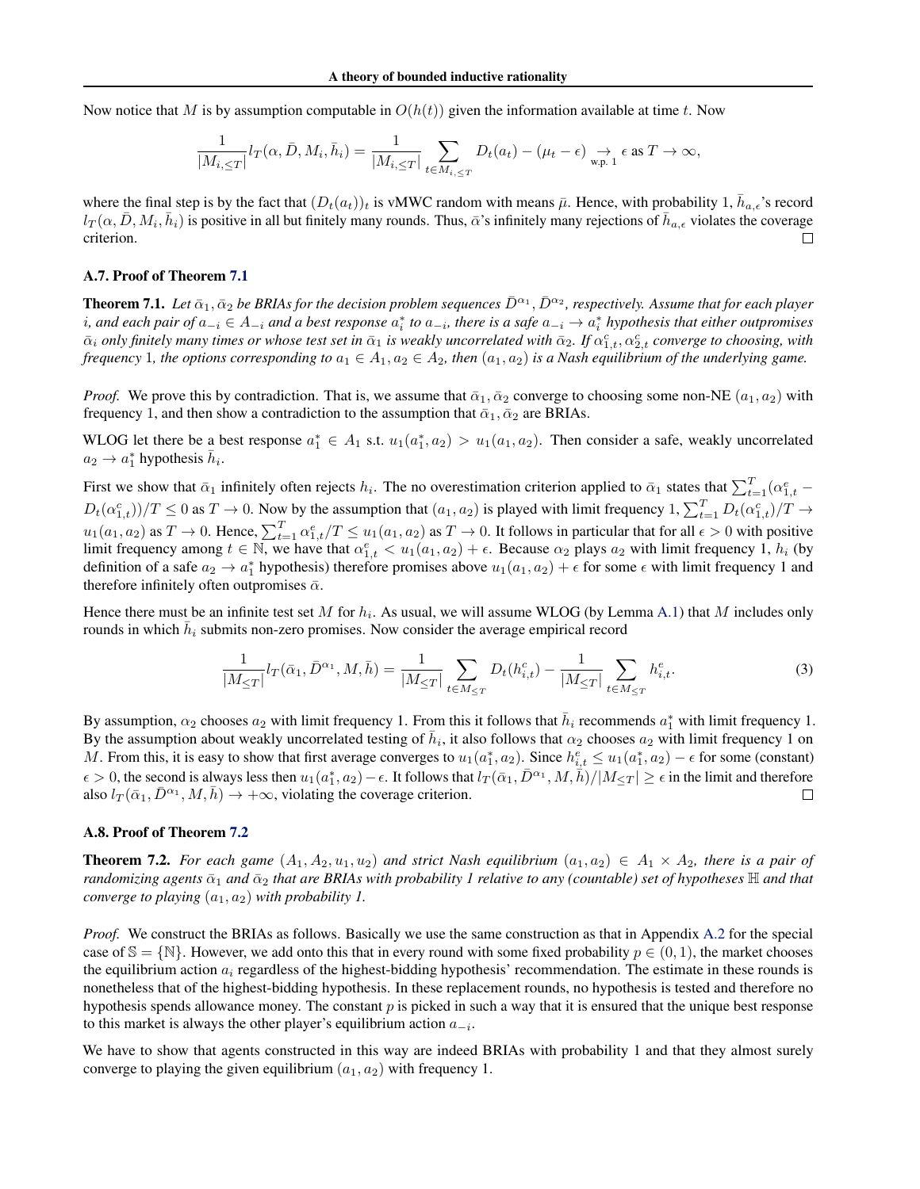Now notice that $M$ is by assumption computable in $O(h(t))$ given the information available at time $t$. Now

$$\frac{1}{|M_{i,\leq T}|} l_T(\alpha, \bar{D}, M_i, \bar{h}_i) = \frac{1}{|M_{i,\leq T}|} \sum_{t \in M_{i,\leq T}} D_t(a_t) - (\mu_t - \epsilon) \underset{\text{w.p. 1}}{\to} \epsilon \text{ as } T \to \infty,$$

where the final step is by the fact that $(D_t(a_t))_t$ is vMWC random with means $\bar{\mu}$. Hence, with probability 1, $\bar{h}_{a,\epsilon}$'s record $l_T(\alpha, \bar{D}, M_i, \bar{h}_i)$ is positive in all but finitely many rounds. Thus, $\bar{\alpha}$'s infinitely many rejections of $\bar{h}_{a,\epsilon}$ violates the coverage criterion. □

### A.7. Proof of Theorem 7.1

**Theorem 7.1.** *Let $\bar{\alpha}_1, \bar{\alpha}_2$ be BRIAs for the decision problem sequences $\bar{D}^{\alpha_1}, \bar{D}^{\alpha_2}$, respectively. Assume that for each player $i$, and each pair of $a_{-i} \in A_{-i}$ and a best response $a_i^*$ to $a_{-i}$, there is a safe $a_{-i} \to a_i^*$ hypothesis that either outpromises $\bar{\alpha}_i$ only finitely many times or whose test set in $\bar{\alpha}_1$ is weakly uncorrelated with $\bar{\alpha}_2$. If $\alpha_{1,t}^c, \alpha_{2,t}^c$ converge to choosing, with frequency 1, the options corresponding to $a_1 \in A_1, a_2 \in A_2$, then $(a_1, a_2)$ is a Nash equilibrium of the underlying game.*

*Proof.* We prove this by contradiction. That is, we assume that $\bar{\alpha}_1, \bar{\alpha}_2$ converge to choosing some non-NE $(a_1, a_2)$ with frequency 1, and then show a contradiction to the assumption that $\bar{\alpha}_1, \bar{\alpha}_2$ are BRIAs.

WLOG let there be a best response $a_1^* \in A_1$ s.t. $u_1(a_1^*, a_2) > u_1(a_1, a_2)$. Then consider a safe, weakly uncorrelated $a_2 \to a_1^*$ hypothesis $\bar{h}_i$.

First we show that $\bar{\alpha}_1$ infinitely often rejects $h_i$. The no overestimation criterion applied to $\bar{\alpha}_1$ states that $\sum_{t=1}^{T}(\alpha_{1,t}^e - D_t(\alpha_{1,t}^c))/T \leq 0$ as $T \to 0$. Now by the assumption that $(a_1, a_2)$ is played with limit frequency 1, $\sum_{t=1}^{T} D_t(\alpha_{1,t}^c)/T \to u_1(a_1, a_2)$ as $T \to 0$. Hence, $\sum_{t=1}^{T} \alpha_{1,t}^e/T \leq u_1(a_1, a_2)$ as $T \to 0$. It follows in particular that for all $\epsilon > 0$ with positive limit frequency among $t \in \mathbb{N}$, we have that $\alpha_{1,t}^e < u_1(a_1, a_2) + \epsilon$. Because $\alpha_2$ plays $a_2$ with limit frequency 1, $h_i$ (by definition of a safe $a_2 \to a_1^*$ hypothesis) therefore promises above $u_1(a_1, a_2) + \epsilon$ for some $\epsilon$ with limit frequency 1 and therefore infinitely often outpromises $\bar{\alpha}$.

Hence there must be an infinite test set $M$ for $h_i$. As usual, we will assume WLOG (by Lemma A.1) that $M$ includes only rounds in which $\bar{h}_i$ submits non-zero promises. Now consider the average empirical record

$$\frac{1}{|M_{\leq T}|} l_T(\bar{\alpha}_1, \bar{D}^{\alpha_1}, M, \bar{h}) = \frac{1}{|M_{\leq T}|} \sum_{t \in M_{\leq T}} D_t(h_{i,t}^c) - \frac{1}{|M_{\leq T}|} \sum_{t \in M_{\leq T}} h_{i,t}^e. \tag{3}$$

By assumption, $\alpha_2$ chooses $a_2$ with limit frequency 1. From this it follows that $\bar{h}_i$ recommends $a_1^*$ with limit frequency 1. By the assumption about weakly uncorrelated testing of $\bar{h}_i$, it also follows that $\alpha_2$ chooses $a_2$ with limit frequency 1 on $M$. From this, it is easy to show that first average converges to $u_1(a_1^*, a_2)$. Since $h_{i,t}^e \leq u_1(a_1^*, a_2) - \epsilon$ for some (constant) $\epsilon > 0$, the second is always less then $u_1(a_1^*, a_2) - \epsilon$. It follows that $l_T(\bar{\alpha}_1, \bar{D}^{\alpha_1}, M, \bar{h})/|M_{\leq T}| \geq \epsilon$ in the limit and therefore also $l_T(\bar{\alpha}_1, \bar{D}^{\alpha_1}, M, \bar{h}) \to +\infty$, violating the coverage criterion. □

### A.8. Proof of Theorem 7.2

**Theorem 7.2.** *For each game $(A_1, A_2, u_1, u_2)$ and strict Nash equilibrium $(a_1, a_2) \in A_1 \times A_2$, there is a pair of randomizing agents $\bar{\alpha}_1$ and $\bar{\alpha}_2$ that are BRIAs with probability 1 relative to any (countable) set of hypotheses $\mathbb{H}$ and that converge to playing $(a_1, a_2)$ with probability 1.*

*Proof.* We construct the BRIAs as follows. Basically we use the same construction as that in Appendix A.2 for the special case of $\mathbb{S} = \{\mathbb{N}\}$. However, we add onto this that in every round with some fixed probability $p \in (0, 1)$, the market chooses the equilibrium action $a_i$ regardless of the highest-bidding hypothesis' recommendation. The estimate in these rounds is nonetheless that of the highest-bidding hypothesis. In these replacement rounds, no hypothesis is tested and therefore no hypothesis spends allowance money. The constant $p$ is picked in such a way that it is ensured that the unique best response to this market is always the other player's equilibrium action $a_{-i}$.

We have to show that agents constructed in this way are indeed BRIAs with probability 1 and that they almost surely converge to playing the given equilibrium $(a_1, a_2)$ with frequency 1.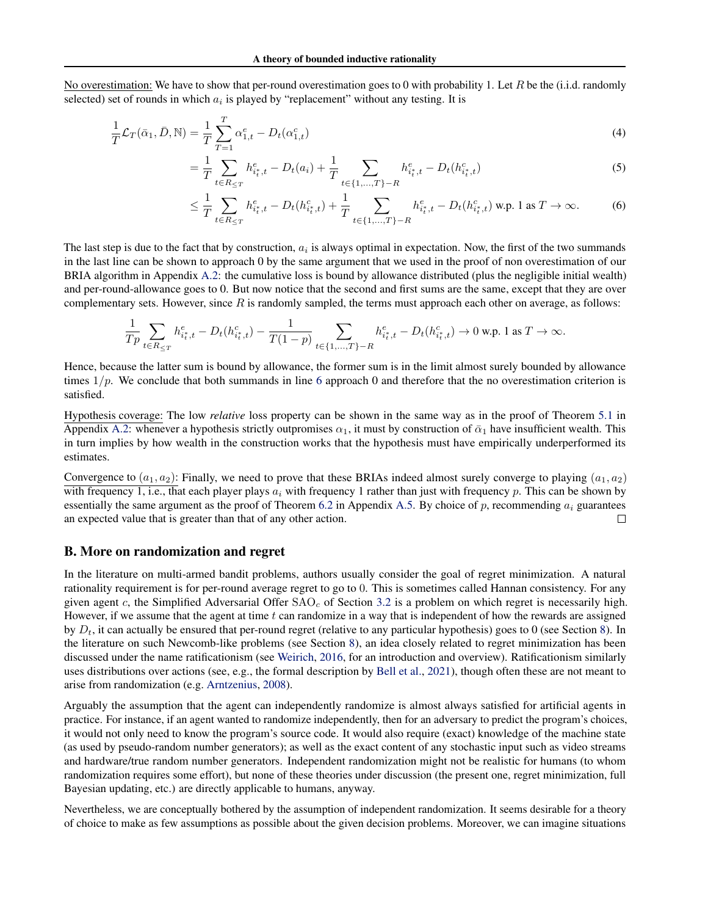No overestimation: We have to show that per-round overestimation goes to 0 with probability 1. Let $R$ be the (i.i.d. randomly selected) set of rounds in which $a_i$ is played by "replacement" without any testing. It is

$$\frac{1}{T}\mathcal{L}_T(\bar{\alpha}_1, \bar{D}, \mathbb{N}) = \frac{1}{T}\sum_{T=1}^{T} \alpha_{1,t}^e - D_t(\alpha_{1,t}^c) \tag{4}$$

$$= \frac{1}{T}\sum_{t\in R_{\leq T}} h_{i_t^*,t}^e - D_t(a_i) + \frac{1}{T}\sum_{t\in\{1,\dots,T\}-R} h_{i_t^*,t}^e - D_t(h_{i_t^*,t}^c) \tag{5}$$

$$\leq \frac{1}{T}\sum_{t\in R_{\leq T}} h_{i_t^*,t}^e - D_t(h_{i_t^*,t}^c) + \frac{1}{T}\sum_{t\in\{1,\dots,T\}-R} h_{i_t^*,t}^e - D_t(h_{i_t^*,t}^c) \text{ w.p. 1 as } T\to\infty. \tag{6}$$

The last step is due to the fact that by construction, $a_i$ is always optimal in expectation. Now, the first of the two summands in the last line can be shown to approach 0 by the same argument that we used in the proof of non overestimation of our BRIA algorithm in Appendix A.2: the cumulative loss is bound by allowance distributed (plus the negligible initial wealth) and per-round-allowance goes to 0. But now notice that the second and first sums are the same, except that they are over complementary sets. However, since $R$ is randomly sampled, the terms must approach each other on average, as follows:

$$\frac{1}{Tp}\sum_{t\in R_{\leq T}} h_{i_t^*,t}^e - D_t(h_{i_t^*,t}^c) - \frac{1}{T(1-p)}\sum_{t\in\{1,\dots,T\}-R} h_{i_t^*,t}^e - D_t(h_{i_t^*,t}^c) \to 0 \text{ w.p. 1 as } T\to\infty.$$

Hence, because the latter sum is bound by allowance, the former sum is in the limit almost surely bounded by allowance times $1/p$. We conclude that both summands in line 6 approach 0 and therefore that the no overestimation criterion is satisfied.

Hypothesis coverage: The low *relative* loss property can be shown in the same way as in the proof of Theorem 5.1 in Appendix A.2: whenever a hypothesis strictly outpromises $\alpha_1$, it must by construction of $\bar{\alpha}_1$ have insufficient wealth. This in turn implies by how wealth in the construction works that the hypothesis must have empirically underperformed its estimates.

Convergence to $(a_1, a_2)$: Finally, we need to prove that these BRIAs indeed almost surely converge to playing $(a_1, a_2)$ with frequency 1, i.e., that each player plays $a_i$ with frequency 1 rather than just with frequency $p$. This can be shown by essentially the same argument as the proof of Theorem 6.2 in Appendix A.5. By choice of $p$, recommending $a_i$ guarantees an expected value that is greater than that of any other action. ∎

## B. More on randomization and regret

In the literature on multi-armed bandit problems, authors usually consider the goal of regret minimization. A natural rationality requirement is for per-round average regret to go to 0. This is sometimes called Hannan consistency. For any given agent $c$, the Simplified Adversarial Offer $\text{SAO}_c$ of Section 3.2 is a problem on which regret is necessarily high. However, if we assume that the agent at time $t$ can randomize in a way that is independent of how the rewards are assigned by $D_t$, it can actually be ensured that per-round regret (relative to any particular hypothesis) goes to 0 (see Section 8). In the literature on such Newcomb-like problems (see Section 8), an idea closely related to regret minimization has been discussed under the name ratificationism (see Weirich, 2016, for an introduction and overview). Ratificationism similarly uses distributions over actions (see, e.g., the formal description by Bell et al., 2021), though often these are not meant to arise from randomization (e.g. Arntzenius, 2008).

Arguably the assumption that the agent can independently randomize is almost always satisfied for artificial agents in practice. For instance, if an agent wanted to randomize independently, then for an adversary to predict the program's choices, it would not only need to know the program's source code. It would also require (exact) knowledge of the machine state (as used by pseudo-random number generators); as well as the exact content of any stochastic input such as video streams and hardware/true random number generators. Independent randomization might not be realistic for humans (to whom randomization requires some effort), but none of these theories under discussion (the present one, regret minimization, full Bayesian updating, etc.) are directly applicable to humans, anyway.

Nevertheless, we are conceptually bothered by the assumption of independent randomization. It seems desirable for a theory of choice to make as few assumptions as possible about the given decision problems. Moreover, we can imagine situations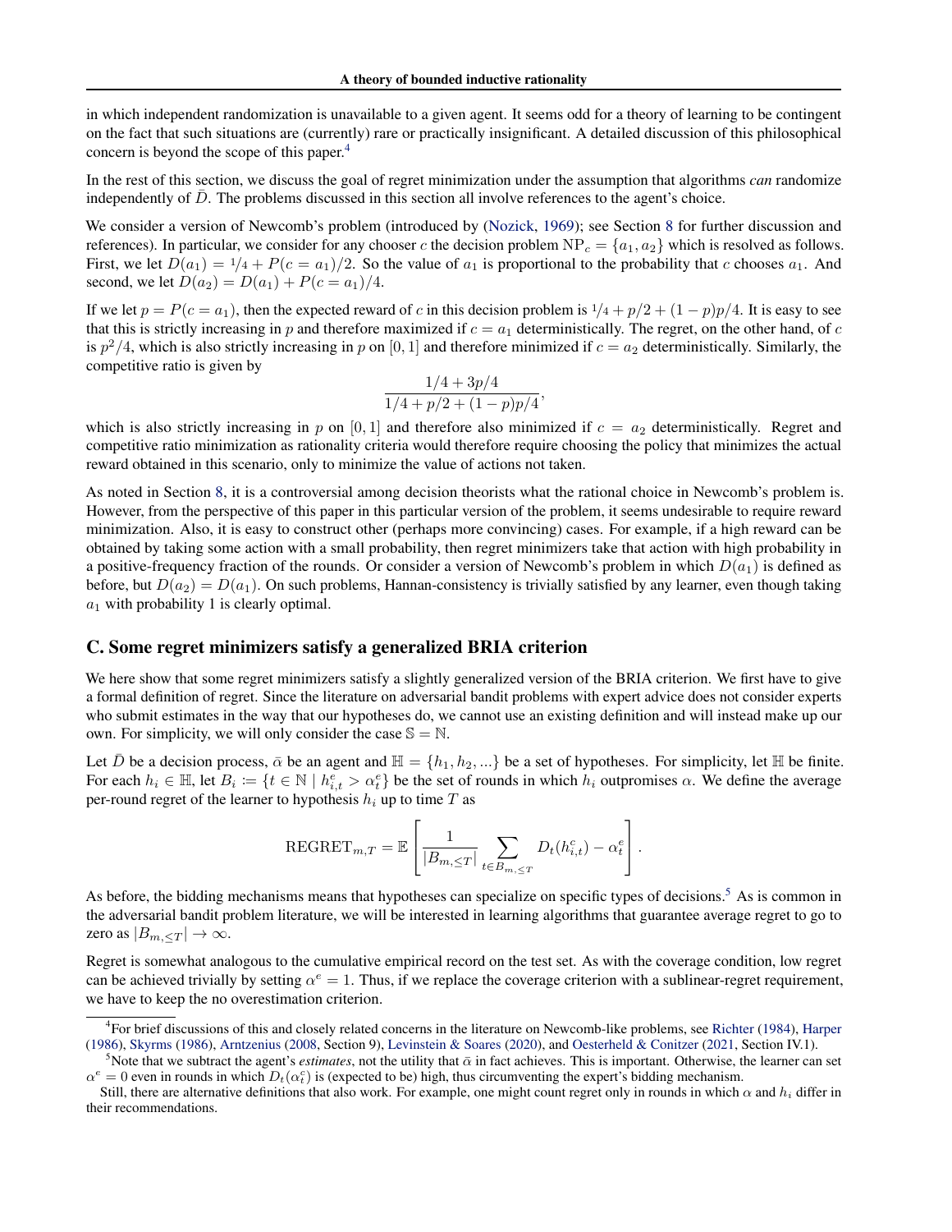in which independent randomization is unavailable to a given agent. It seems odd for a theory of learning to be contingent on the fact that such situations are (currently) rare or practically insignificant. A detailed discussion of this philosophical concern is beyond the scope of this paper.[4]

In the rest of this section, we discuss the goal of regret minimization under the assumption that algorithms *can* randomize independently of $\bar{D}$. The problems discussed in this section all involve references to the agent's choice.

We consider a version of Newcomb's problem (introduced by (Nozick, 1969); see Section 8 for further discussion and references). In particular, we consider for any chooser $c$ the decision problem $\mathrm{NP}_c = \{a_1, a_2\}$ which is resolved as follows. First, we let $D(a_1) = 1/4 + P(c = a_1)/2$. So the value of $a_1$ is proportional to the probability that $c$ chooses $a_1$. And second, we let $D(a_2) = D(a_1) + P(c = a_1)/4$.

If we let $p = P(c = a_1)$, then the expected reward of $c$ in this decision problem is $1/4 + p/2 + (1-p)p/4$. It is easy to see that this is strictly increasing in $p$ and therefore maximized if $c = a_1$ deterministically. The regret, on the other hand, of $c$ is $p^2/4$, which is also strictly increasing in $p$ on $[0, 1]$ and therefore minimized if $c = a_2$ deterministically. Similarly, the competitive ratio is given by

$$\frac{1/4 + 3p/4}{1/4 + p/2 + (1-p)p/4},$$

which is also strictly increasing in $p$ on $[0, 1]$ and therefore also minimized if $c = a_2$ deterministically. Regret and competitive ratio minimization as rationality criteria would therefore require choosing the policy that minimizes the actual reward obtained in this scenario, only to minimize the value of actions not taken.

As noted in Section 8, it is a controversial among decision theorists what the rational choice in Newcomb's problem is. However, from the perspective of this paper in this particular version of the problem, it seems undesirable to require reward minimization. Also, it is easy to construct other (perhaps more convincing) cases. For example, if a high reward can be obtained by taking some action with a small probability, then regret minimizers take that action with high probability in a positive-frequency fraction of the rounds. Or consider a version of Newcomb's problem in which $D(a_1)$ is defined as before, but $D(a_2) = D(a_1)$. On such problems, Hannan-consistency is trivially satisfied by any learner, even though taking $a_1$ with probability 1 is clearly optimal.

## C. Some regret minimizers satisfy a generalized BRIA criterion

We here show that some regret minimizers satisfy a slightly generalized version of the BRIA criterion. We first have to give a formal definition of regret. Since the literature on adversarial bandit problems with expert advice does not consider experts who submit estimates in the way that our hypotheses do, we cannot use an existing definition and will instead make up our own. For simplicity, we will only consider the case $\mathbb{S} = \mathbb{N}$.

Let $\bar{D}$ be a decision process, $\bar{\alpha}$ be an agent and $\mathbb{H} = \{h_1, h_2, ...\}$ be a set of hypotheses. For simplicity, let $\mathbb{H}$ be finite. For each $h_i \in \mathbb{H}$, let $B_i \coloneqq \{t \in \mathbb{N} \mid h^e_{i,t} > \alpha^e_t\}$ be the set of rounds in which $h_i$ outpromises $\alpha$. We define the average per-round regret of the learner to hypothesis $h_i$ up to time $T$ as

$$\mathrm{REGRET}_{m,T} = \mathbb{E}\left[\frac{1}{|B_{m,\leq T}|} \sum_{t \in B_{m,\leq T}} D_t(h^c_{i,t}) - \alpha^e_t\right].$$

As before, the bidding mechanisms means that hypotheses can specialize on specific types of decisions.[5] As is common in the adversarial bandit problem literature, we will be interested in learning algorithms that guarantee average regret to go to zero as $|B_{m,\leq T}| \to \infty$.

Regret is somewhat analogous to the cumulative empirical record on the test set. As with the coverage condition, low regret can be achieved trivially by setting $\alpha^e = 1$. Thus, if we replace the coverage criterion with a sublinear-regret requirement, we have to keep the no overestimation criterion.

---

[4] For brief discussions of this and closely related concerns in the literature on Newcomb-like problems, see Richter (1984), Harper (1986), Skyrms (1986), Arntzenius (2008, Section 9), Levinstein & Soares (2020), and Oesterheld & Conitzer (2021, Section IV.1).

[5] Note that we subtract the agent's *estimates*, not the utility that $\bar{\alpha}$ in fact achieves. This is important. Otherwise, the learner can set $\alpha^e = 0$ even in rounds in which $D_t(\alpha^c_t)$ is (expected to be) high, thus circumventing the expert's bidding mechanism.

Still, there are alternative definitions that also work. For example, one might count regret only in rounds in which $\alpha$ and $h_i$ differ in their recommendations.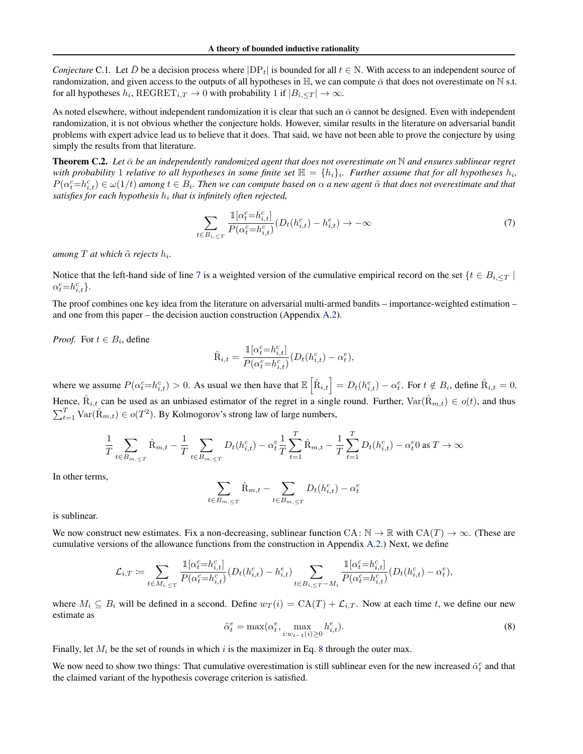*Conjecture* C.1. Let $\bar{D}$ be a decision process where $|\mathrm{DP}_t|$ is bounded for all $t \in \mathbb{N}$. With access to an independent source of randomization, and given access to the outputs of all hypotheses in $\mathbb{H}$, we can compute $\bar{\alpha}$ that does not overestimate on $\mathbb{N}$ s.t. for all hypotheses $h_i$, $\mathrm{REGRET}_{i,T} \to 0$ with probability 1 if $|B_{i,\leq T}| \to \infty$.

As noted elsewhere, without independent randomization it is clear that such an $\bar{\alpha}$ cannot be designed. Even with independent randomization, it is not obvious whether the conjecture holds. However, similar results in the literature on adversarial bandit problems with expert advice lead us to believe that it does. That said, we have not been able to prove the conjecture by using simply the results from that literature.

**Theorem C.2.** *Let $\bar{\alpha}$ be an independently randomized agent that does not overestimate on $\mathbb{N}$ and ensures sublinear regret with probability 1 relative to all hypotheses in some finite set $\mathbb{H} = \{h_i\}_i$. Further assume that for all hypotheses $h_i$, $P(\alpha_t^c{=}h_{i,t}^c) \in \omega(1/t)$ among $t \in B_i$. Then we can compute based on $\alpha$ a new agent $\tilde{\alpha}$ that does not overestimate and that satisfies for each hypothesis $h_i$ that is infinitely often rejected,*

$$\sum_{t \in B_{i,\leq T}} \frac{\mathbb{1}[\alpha_t^c{=}h_{i,t}^c]}{P(\alpha_t^c{=}h_{i,t}^c)} (D_t(h_{i,t}^c) - h_{i,t}^e) \to -\infty \tag{7}$$

*among $T$ at which $\tilde{\alpha}$ rejects $h_i$.*

Notice that the left-hand side of line 7 is a weighted version of the cumulative empirical record on the set $\{t \in B_{i,\leq T} \mid \alpha_t^c{=}h_{i,t}^c\}$.

The proof combines one key idea from the literature on adversarial multi-armed bandits – importance-weighted estimation – and one from this paper – the decision auction construction (Appendix A.2).

*Proof.* For $t \in B_i$, define

$$\hat{\mathrm{R}}_{i,t} = \frac{\mathbb{1}[\alpha_t^c{=}h_{i,t}^c]}{P(\alpha_t^c{=}h_{i,t}^c)} (D_t(h_{i,t}^c) - \alpha_t^e),$$

where we assume $P(\alpha_t^c{=}h_{i,t}^c) > 0$. As usual we then have that $\mathbb{E}\left[\hat{\mathrm{R}}_{i,t}\right] = D_t(h_{i,t}^c) - \alpha_t^e$. For $t \notin B_i$, define $\hat{\mathrm{R}}_{i,t} = 0$. Hence, $\hat{\mathrm{R}}_{i,t}$ can be used as an unbiased estimator of the regret in a single round. Further, $\mathrm{Var}(\hat{\mathrm{R}}_{m,t}) \in o(t)$, and thus $\sum_{t=1}^{T} \mathrm{Var}(\hat{\mathrm{R}}_{m,t}) \in o(T^2)$. By Kolmogorov's strong law of large numbers,

$$\frac{1}{T} \sum_{t \in B_{m,\leq T}} \hat{\mathrm{R}}_{m,t} - \frac{1}{T} \sum_{t \in B_{m,\leq T}} D_t(h_{i,t}^c) - \alpha_t^e \frac{1}{T} \sum_{t=1}^{T} \hat{\mathrm{R}}_{m,t} - \frac{1}{T} \sum_{t=1}^{T} D_t(h_{i,t}^c) - \alpha_t^e 0 \text{ as } T \to \infty$$

In other terms,

$$\sum_{t \in B_{m,\leq T}} \hat{\mathrm{R}}_{m,t} - \sum_{t \in B_{m,\leq T}} D_t(h_{i,t}^c) - \alpha_t^e$$

is sublinear.

We now construct new estimates. Fix a non-decreasing, sublinear function $\mathrm{CA} \colon \mathbb{N} \to \mathbb{R}$ with $\mathrm{CA}(T) \to \infty$. (These are cumulative versions of the allowance functions from the construction in Appendix A.2.) Next, we define

$$\mathcal{L}_{i,T} \coloneqq \sum_{t \in M_{i,\leq T}} \frac{\mathbb{1}[\alpha_t^c{=}h_{i,t}^c]}{P(\alpha_t^c{=}h_{i,t}^c)} (D_t(h_{i,t}^c) - h_{i,t}^e) \sum_{t \in B_{i,\leq T} - M_i} \frac{\mathbb{1}[\alpha_t^c{=}h_{i,t}^c]}{P(\alpha_t^c{=}h_{i,t}^c)} (D_t(h_{i,t}^c) - \alpha_t^e),$$

where $M_i \subseteq B_i$ will be defined in a second. Define $w_T(i) = \mathrm{CA}(T) + \mathcal{L}_{i,T}$. Now at each time $t$, we define our new estimate as

$$\tilde{\alpha}_t^e = \max(\alpha_t^e, \max_{i : w_{t-1}(i) \geq 0} h_{i,t}^e). \tag{8}$$

Finally, let $M_i$ be the set of rounds in which $i$ is the maximizer in Eq. 8 through the outer max.

We now need to show two things: That cumulative overestimation is still sublinear even for the new increased $\tilde{\alpha}_t^e$ and that the claimed variant of the hypothesis coverage criterion is satisfied.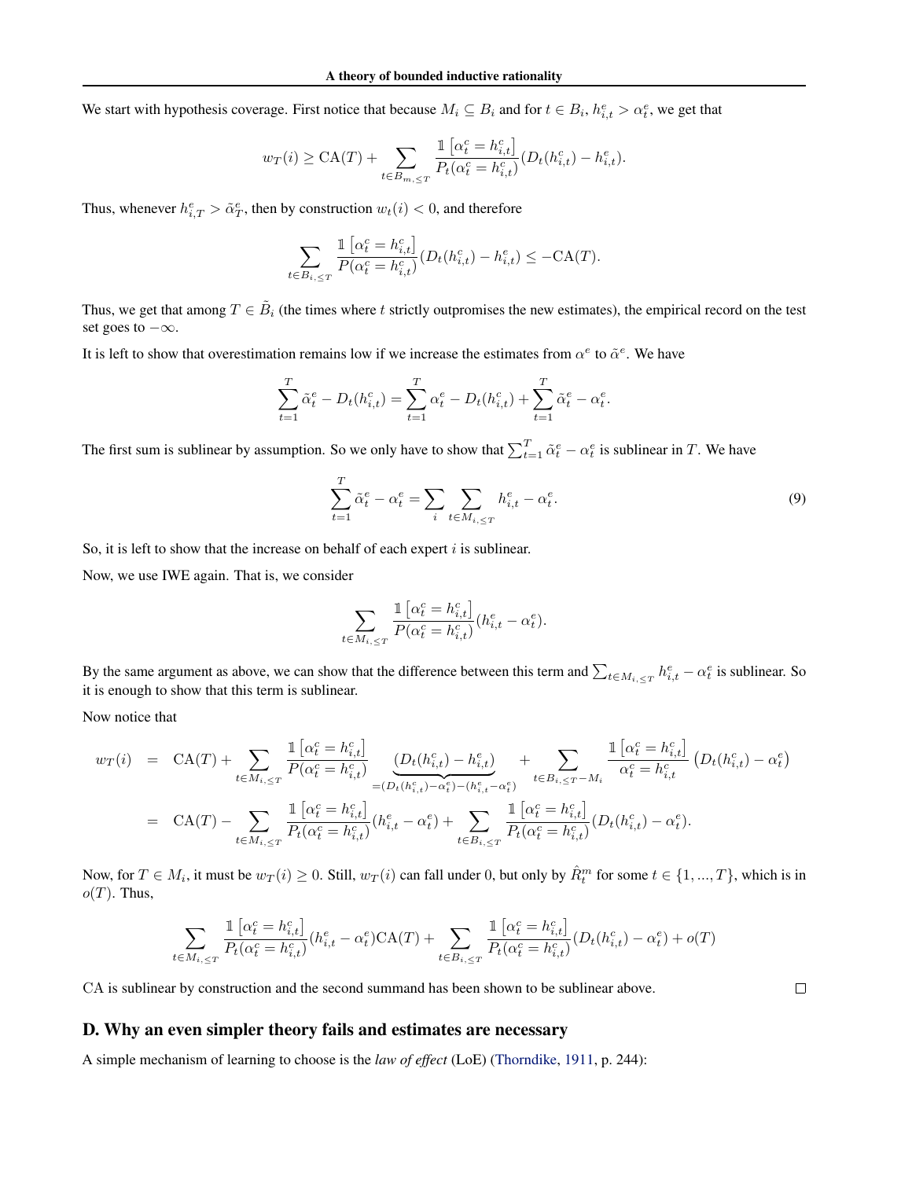We start with hypothesis coverage. First notice that because $M_i \subseteq B_i$ and for $t \in B_i$, $h^e_{i,t} > \alpha^e_t$, we get that

$$w_T(i) \geq \mathrm{CA}(T) + \sum_{t \in B_{m,\leq T}} \frac{\mathbb{1}\left[\alpha^c_t = h^c_{i,t}\right]}{P_t(\alpha^c_t = h^c_{i,t})}(D_t(h^c_{i,t}) - h^e_{i,t}).$$

Thus, whenever $h^e_{i,T} > \tilde{\alpha}^e_T$, then by construction $w_t(i) < 0$, and therefore

$$\sum_{t \in B_{i,\leq T}} \frac{\mathbb{1}\left[\alpha^c_t = h^c_{i,t}\right]}{P(\alpha^c_t = h^c_{i,t})}(D_t(h^c_{i,t}) - h^e_{i,t}) \leq -\mathrm{CA}(T).$$

Thus, we get that among $T \in \tilde{B}_i$ (the times where $t$ strictly outpromises the new estimates), the empirical record on the test set goes to $-\infty$.

It is left to show that overestimation remains low if we increase the estimates from $\alpha^e$ to $\tilde{\alpha}^e$. We have

$$\sum_{t=1}^{T} \tilde{\alpha}^e_t - D_t(h^c_{i,t}) = \sum_{t=1}^{T} \alpha^e_t - D_t(h^c_{i,t}) + \sum_{t=1}^{T} \tilde{\alpha}^e_t - \alpha^e_t.$$

The first sum is sublinear by assumption. So we only have to show that $\sum_{t=1}^{T} \tilde{\alpha}^e_t - \alpha^e_t$ is sublinear in $T$. We have

$$\sum_{t=1}^{T} \tilde{\alpha}^e_t - \alpha^e_t = \sum_{i} \sum_{t \in M_{i,\leq T}} h^e_{i,t} - \alpha^e_t. \tag{9}$$

So, it is left to show that the increase on behalf of each expert $i$ is sublinear.

Now, we use IWE again. That is, we consider

$$\sum_{t \in M_{i,\leq T}} \frac{\mathbb{1}\left[\alpha^c_t = h^c_{i,t}\right]}{P(\alpha^c_t = h^c_{i,t})}(h^e_{i,t} - \alpha^e_t).$$

By the same argument as above, we can show that the difference between this term and $\sum_{t \in M_{i,\leq T}} h^e_{i,t} - \alpha^e_t$ is sublinear. So it is enough to show that this term is sublinear.

Now notice that

$$\begin{aligned} w_T(i) &= \mathrm{CA}(T) + \sum_{t \in M_{i,\leq T}} \frac{\mathbb{1}\left[\alpha^c_t = h^c_{i,t}\right]}{P(\alpha^c_t = h^c_{i,t})} \underbrace{(D_t(h^c_{i,t}) - h^e_{i,t})}_{=(D_t(h^c_{i,t}) - \alpha^e_t) - (h^e_{i,t} - \alpha^e_t)} + \sum_{t \in B_{i,\leq T} - M_i} \frac{\mathbb{1}\left[\alpha^c_t = h^c_{i,t}\right]}{\alpha^c_t = h^c_{i,t}} \left(D_t(h^c_{i,t}) - \alpha^e_t\right) \\ &= \mathrm{CA}(T) - \sum_{t \in M_{i,\leq T}} \frac{\mathbb{1}\left[\alpha^c_t = h^c_{i,t}\right]}{P_t(\alpha^c_t = h^c_{i,t})}(h^e_{i,t} - \alpha^e_t) + \sum_{t \in B_{i,\leq T}} \frac{\mathbb{1}\left[\alpha^c_t = h^c_{i,t}\right]}{P_t(\alpha^c_t = h^c_{i,t})}(D_t(h^c_{i,t}) - \alpha^e_t). \end{aligned}$$

Now, for $T \in M_i$, it must be $w_T(i) \geq 0$. Still, $w_T(i)$ can fall under 0, but only by $\hat{R}^m_t$ for some $t \in \{1, ..., T\}$, which is in $o(T)$. Thus,

$$\sum_{t \in M_{i,\leq T}} \frac{\mathbb{1}\left[\alpha^c_t = h^c_{i,t}\right]}{P_t(\alpha^c_t = h^c_{i,t})}(h^e_{i,t} - \alpha^e_t)\mathrm{CA}(T) + \sum_{t \in B_{i,\leq T}} \frac{\mathbb{1}\left[\alpha^c_t = h^c_{i,t}\right]}{P_t(\alpha^c_t = h^c_{i,t})}(D_t(h^c_{i,t}) - \alpha^e_t) + o(T)$$

CA is sublinear by construction and the second summand has been shown to be sublinear above. □

## D. Why an even simpler theory fails and estimates are necessary

A simple mechanism of learning to choose is the *law of effect* (LoE) (Thorndike, 1911, p. 244):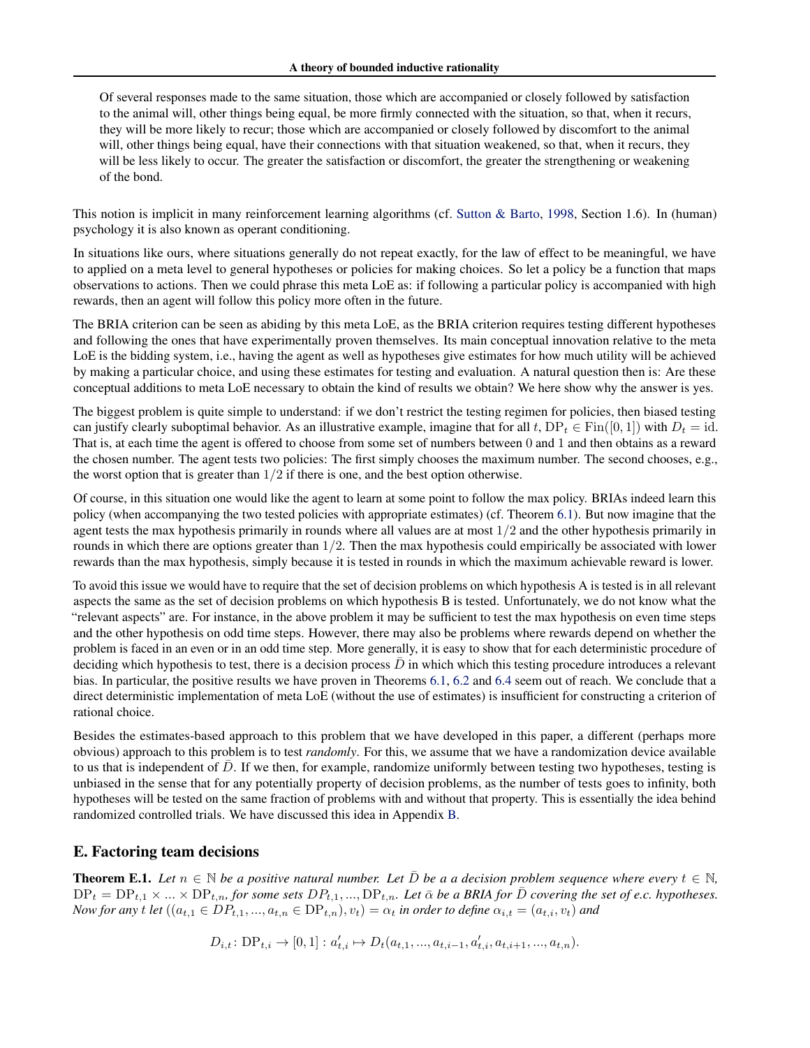> Of several responses made to the same situation, those which are accompanied or closely followed by satisfaction to the animal will, other things being equal, be more firmly connected with the situation, so that, when it recurs, they will be more likely to recur; those which are accompanied or closely followed by discomfort to the animal will, other things being equal, have their connections with that situation weakened, so that, when it recurs, they will be less likely to occur. The greater the satisfaction or discomfort, the greater the strengthening or weakening of the bond.

This notion is implicit in many reinforcement learning algorithms (cf. Sutton & Barto, 1998, Section 1.6). In (human) psychology it is also known as operant conditioning.

In situations like ours, where situations generally do not repeat exactly, for the law of effect to be meaningful, we have to applied on a meta level to general hypotheses or policies for making choices. So let a policy be a function that maps observations to actions. Then we could phrase this meta LoE as: if following a particular policy is accompanied with high rewards, then an agent will follow this policy more often in the future.

The BRIA criterion can be seen as abiding by this meta LoE, as the BRIA criterion requires testing different hypotheses and following the ones that have experimentally proven themselves. Its main conceptual innovation relative to the meta LoE is the bidding system, i.e., having the agent as well as hypotheses give estimates for how much utility will be achieved by making a particular choice, and using these estimates for testing and evaluation. A natural question then is: Are these conceptual additions to meta LoE necessary to obtain the kind of results we obtain? We here show why the answer is yes.

The biggest problem is quite simple to understand: if we don't restrict the testing regimen for policies, then biased testing can justify clearly suboptimal behavior. As an illustrative example, imagine that for all $t$, $\mathrm{DP}_t \in \mathrm{Fin}([0,1])$ with $D_t = \mathrm{id}$. That is, at each time the agent is offered to choose from some set of numbers between 0 and 1 and then obtains as a reward the chosen number. The agent tests two policies: The first simply chooses the maximum number. The second chooses, e.g., the worst option that is greater than $1/2$ if there is one, and the best option otherwise.

Of course, in this situation one would like the agent to learn at some point to follow the max policy. BRIAs indeed learn this policy (when accompanying the two tested policies with appropriate estimates) (cf. Theorem 6.1). But now imagine that the agent tests the max hypothesis primarily in rounds where all values are at most $1/2$ and the other hypothesis primarily in rounds in which there are options greater than $1/2$. Then the max hypothesis could empirically be associated with lower rewards than the max hypothesis, simply because it is tested in rounds in which the maximum achievable reward is lower.

To avoid this issue we would have to require that the set of decision problems on which hypothesis A is tested is in all relevant aspects the same as the set of decision problems on which hypothesis B is tested. Unfortunately, we do not know what the "relevant aspects" are. For instance, in the above problem it may be sufficient to test the max hypothesis on even time steps and the other hypothesis on odd time steps. However, there may also be problems where rewards depend on whether the problem is faced in an even or in an odd time step. More generally, it is easy to show that for each deterministic procedure of deciding which hypothesis to test, there is a decision process $\bar{D}$ in which which this testing procedure introduces a relevant bias. In particular, the positive results we have proven in Theorems 6.1, 6.2 and 6.4 seem out of reach. We conclude that a direct deterministic implementation of meta LoE (without the use of estimates) is insufficient for constructing a criterion of rational choice.

Besides the estimates-based approach to this problem that we have developed in this paper, a different (perhaps more obvious) approach to this problem is to test *randomly*. For this, we assume that we have a randomization device available to us that is independent of $\bar{D}$. If we then, for example, randomize uniformly between testing two hypotheses, testing is unbiased in the sense that for any potentially property of decision problems, as the number of tests goes to infinity, both hypotheses will be tested on the same fraction of problems with and without that property. This is essentially the idea behind randomized controlled trials. We have discussed this idea in Appendix B.

## E. Factoring team decisions

**Theorem E.1.** *Let $n \in \mathbb{N}$ be a positive natural number. Let $\bar{D}$ be a a decision problem sequence where every $t \in \mathbb{N}$, $\mathrm{DP}_t = \mathrm{DP}_{t,1} \times ... \times \mathrm{DP}_{t,n}$, for some sets $DP_{t,1}, ..., \mathrm{DP}_{t,n}$. Let $\bar{\alpha}$ be a BRIA for $\bar{D}$ covering the set of e.c. hypotheses. Now for any $t$ let $((a_{t,1} \in DP_{t,1}, ..., a_{t,n} \in \mathrm{DP}_{t,n}), v_t) = \alpha_t$ in order to define $\alpha_{i,t} = (a_{t,i}, v_t)$ and*

$$D_{i,t} \colon \mathrm{DP}_{t,i} \to [0,1] : a'_{t,i} \mapsto D_t(a_{t,1}, ..., a_{t,i-1}, a'_{t,i}, a_{t,i+1}, ..., a_{t,n}).$$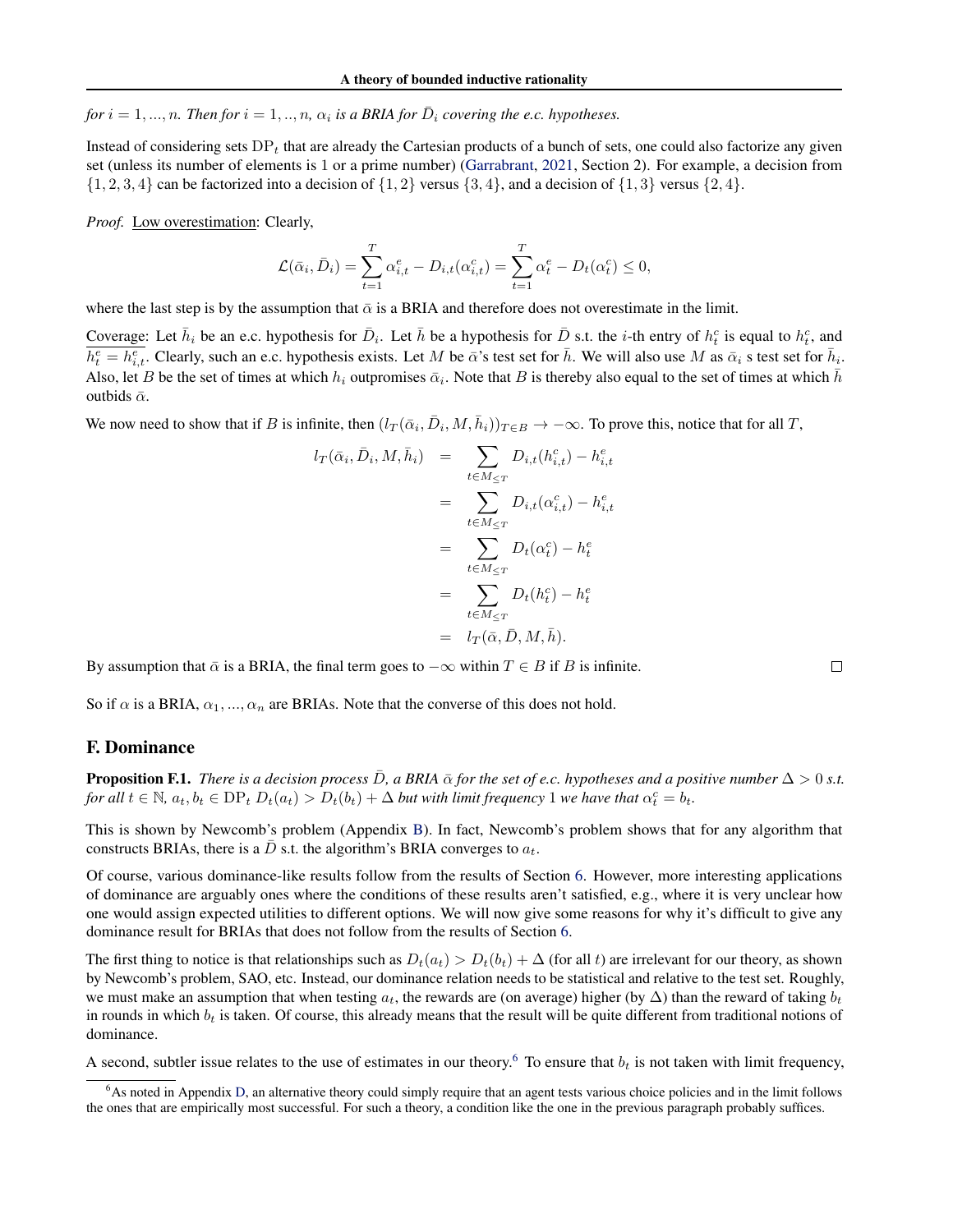*for $i = 1, ..., n$. Then for $i = 1, .., n$, $\alpha_i$ is a BRIA for $\bar{D}_i$ covering the e.c. hypotheses.*

Instead of considering sets $\mathrm{DP}_t$ that are already the Cartesian products of a bunch of sets, one could also factorize any given set (unless its number of elements is 1 or a prime number) (Garrabrant, 2021, Section 2). For example, a decision from $\{1, 2, 3, 4\}$ can be factorized into a decision of $\{1, 2\}$ versus $\{3, 4\}$, and a decision of $\{1, 3\}$ versus $\{2, 4\}$.

*Proof.* Low overestimation: Clearly,

$$\mathcal{L}(\bar{\alpha}_i, \bar{D}_i) = \sum_{t=1}^{T} \alpha_{i,t}^e - D_{i,t}(\alpha_{i,t}^c) = \sum_{t=1}^{T} \alpha_t^e - D_t(\alpha_t^c) \leq 0,$$

where the last step is by the assumption that $\bar{\alpha}$ is a BRIA and therefore does not overestimate in the limit.

Coverage: Let $\bar{h}_i$ be an e.c. hypothesis for $\bar{D}_i$. Let $\bar{h}$ be a hypothesis for $\bar{D}$ s.t. the $i$-th entry of $h_t^c$ is equal to $h_t^c$, and $\overline{h_t^e = h_{i,t}^e}$. Clearly, such an e.c. hypothesis exists. Let $M$ be $\bar{\alpha}$'s test set for $\bar{h}$. We will also use $M$ as $\bar{\alpha}_i$ s test set for $\bar{h}_i$. Also, let $B$ be the set of times at which $h_i$ outpromises $\bar{\alpha}_i$. Note that $B$ is thereby also equal to the set of times at which $\bar{h}$ outbids $\bar{\alpha}$.

We now need to show that if $B$ is infinite, then $(l_T(\bar{\alpha}_i, \bar{D}_i, M, \bar{h}_i))_{T \in B} \to -\infty$. To prove this, notice that for all $T$,

$$\begin{aligned}
l_T(\bar{\alpha}_i, \bar{D}_i, M, \bar{h}_i) &= \sum_{t \in M_{\leq T}} D_{i,t}(h_{i,t}^c) - h_{i,t}^e \\
&= \sum_{t \in M_{\leq T}} D_{i,t}(\alpha_{i,t}^c) - h_{i,t}^e \\
&= \sum_{t \in M_{\leq T}} D_t(\alpha_t^c) - h_t^e \\
&= \sum_{t \in M_{\leq T}} D_t(h_t^c) - h_t^e \\
&= l_T(\bar{\alpha}, \bar{D}, M, \bar{h}).
\end{aligned}$$

By assumption that $\bar{\alpha}$ is a BRIA, the final term goes to $-\infty$ within $T \in B$ if $B$ is infinite. $\square$

So if $\alpha$ is a BRIA, $\alpha_1, ..., \alpha_n$ are BRIAs. Note that the converse of this does not hold.

## F. Dominance

**Proposition F.1.** *There is a decision process $\bar{D}$, a BRIA $\bar{\alpha}$ for the set of e.c. hypotheses and a positive number $\Delta > 0$ s.t. for all $t \in \mathbb{N}$, $a_t, b_t \in \mathrm{DP}_t$ $D_t(a_t) > D_t(b_t) + \Delta$ but with limit frequency 1 we have that $\alpha_t^c = b_t$.*

This is shown by Newcomb's problem (Appendix B). In fact, Newcomb's problem shows that for any algorithm that constructs BRIAs, there is a $\bar{D}$ s.t. the algorithm's BRIA converges to $a_t$.

Of course, various dominance-like results follow from the results of Section 6. However, more interesting applications of dominance are arguably ones where the conditions of these results aren't satisfied, e.g., where it is very unclear how one would assign expected utilities to different options. We will now give some reasons for why it's difficult to give any dominance result for BRIAs that does not follow from the results of Section 6.

The first thing to notice is that relationships such as $D_t(a_t) > D_t(b_t) + \Delta$ (for all $t$) are irrelevant for our theory, as shown by Newcomb's problem, SAO, etc. Instead, our dominance relation needs to be statistical and relative to the test set. Roughly, we must make an assumption that when testing $a_t$, the rewards are (on average) higher (by $\Delta$) than the reward of taking $b_t$ in rounds in which $b_t$ is taken. Of course, this already means that the result will be quite different from traditional notions of dominance.

A second, subtler issue relates to the use of estimates in our theory.[6] To ensure that $b_t$ is not taken with limit frequency,

[6] As noted in Appendix D, an alternative theory could simply require that an agent tests various choice policies and in the limit follows the ones that are empirically most successful. For such a theory, a condition like the one in the previous paragraph probably suffices.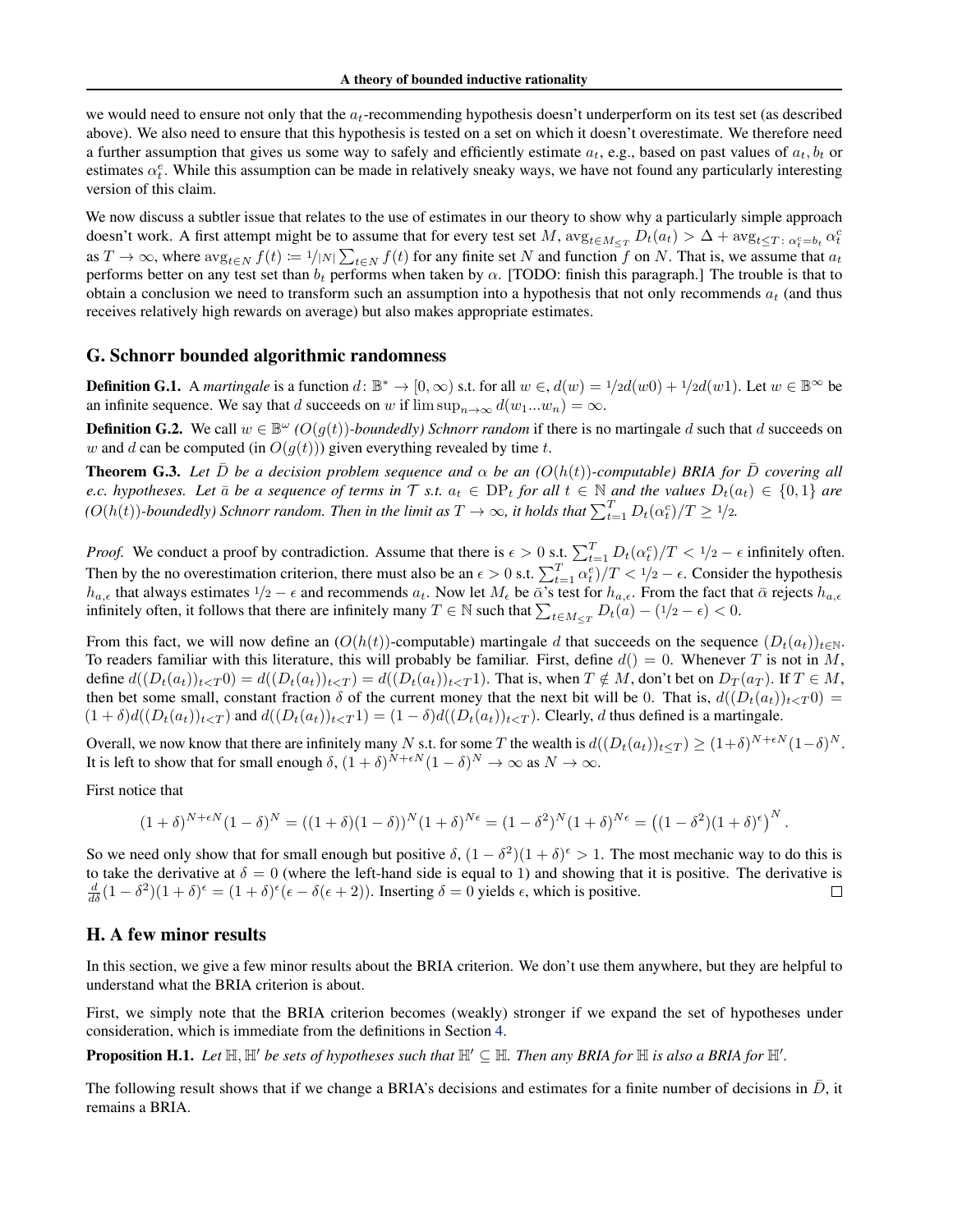we would need to ensure not only that the $a_t$-recommending hypothesis doesn't underperform on its test set (as described above). We also need to ensure that this hypothesis is tested on a set on which it doesn't overestimate. We therefore need a further assumption that gives us some way to safely and efficiently estimate $a_t$, e.g., based on past values of $a_t, b_t$ or estimates $\alpha_t^c$. While this assumption can be made in relatively sneaky ways, we have not found any particularly interesting version of this claim.

We now discuss a subtler issue that relates to the use of estimates in our theory to show why a particularly simple approach doesn't work. A first attempt might be to assume that for every test set $M$, $\text{avg}_{t \in M_{\leq T}} D_t(a_t) > \Delta + \text{avg}_{t \leq T \colon \alpha_t^c = b_t} \alpha_t^c$ as $T \to \infty$, where $\text{avg}_{t \in N} f(t) \coloneqq 1/|N| \sum_{t \in N} f(t)$ for any finite set $N$ and function $f$ on $N$. That is, we assume that $a_t$ performs better on any test set than $b_t$ performs when taken by $\alpha$. [TODO: finish this paragraph.] The trouble is that to obtain a conclusion we need to transform such an assumption into a hypothesis that not only recommends $a_t$ (and thus receives relatively high rewards on average) but also makes appropriate estimates.

## G. Schnorr bounded algorithmic randomness

**Definition G.1.** A *martingale* is a function $d \colon \mathbb{B}^* \to [0, \infty)$ s.t. for all $w \in$, $d(w) = 1/2 d(w0) + 1/2 d(w1)$. Let $w \in \mathbb{B}^\infty$ be an infinite sequence. We say that $d$ succeeds on $w$ if $\limsup_{n \to \infty} d(w_1 ... w_n) = \infty$.

**Definition G.2.** We call $w \in \mathbb{B}^\omega$ *($O(g(t))$-boundedly) Schnorr random* if there is no martingale $d$ such that $d$ succeeds on $w$ and $d$ can be computed (in $O(g(t))$) given everything revealed by time $t$.

**Theorem G.3.** *Let $\bar{D}$ be a decision problem sequence and $\alpha$ be an ($O(h(t))$-computable) BRIA for $\bar{D}$ covering all e.c. hypotheses. Let $\bar{a}$ be a sequence of terms in $\mathcal{T}$ s.t. $a_t \in \text{DP}_t$ for all $t \in \mathbb{N}$ and the values $D_t(a_t) \in \{0, 1\}$ are ($O(h(t))$-boundedly) Schnorr random. Then in the limit as $T \to \infty$, it holds that $\sum_{t=1}^T D_t(\alpha_t^c)/T \geq 1/2$.*

*Proof.* We conduct a proof by contradiction. Assume that there is $\epsilon > 0$ s.t. $\sum_{t=1}^T D_t(\alpha_t^c)/T < 1/2 - \epsilon$ infinitely often. Then by the no overestimation criterion, there must also be an $\epsilon > 0$ s.t. $\sum_{t=1}^T \alpha_t^e)/T < 1/2 - \epsilon$. Consider the hypothesis $h_{a,\epsilon}$ that always estimates $1/2 - \epsilon$ and recommends $a_t$. Now let $M_\epsilon$ be $\bar{\alpha}$'s test for $h_{a,\epsilon}$. From the fact that $\bar{\alpha}$ rejects $h_{a,\epsilon}$ infinitely often, it follows that there are infinitely many $T \in \mathbb{N}$ such that $\sum_{t \in M_{\leq T}} D_t(a) - (1/2 - \epsilon) < 0$.

From this fact, we will now define an ($O(h(t))$-computable) martingale $d$ that succeeds on the sequence $(D_t(a_t))_{t \in \mathbb{N}}$. To readers familiar with this literature, this will probably be familiar. First, define $d() = 0$. Whenever $T$ is not in $M$, define $d((D_t(a_t))_{t<T}0) = d((D_t(a_t))_{t<T}) = d((D_t(a_t))_{t<T}1)$. That is, when $T \notin M$, don't bet on $D_T(a_T)$. If $T \in M$, then bet some small, constant fraction $\delta$ of the current money that the next bit will be 0. That is, $d((D_t(a_t))_{t<T}0) = (1 + \delta) d((D_t(a_t))_{t<T})$ and $d((D_t(a_t))_{t<T}1) = (1 - \delta) d((D_t(a_t))_{t<T})$. Clearly, $d$ thus defined is a martingale.

Overall, we now know that there are infinitely many $N$ s.t. for some $T$ the wealth is $d((D_t(a_t))_{t \leq T}) \geq (1+\delta)^{N+\epsilon N}(1-\delta)^N$. It is left to show that for small enough $\delta$, $(1 + \delta)^{N+\epsilon N}(1 - \delta)^N \to \infty$ as $N \to \infty$.

First notice that

$$
(1 + \delta)^{N+\epsilon N}(1 - \delta)^N = ((1 + \delta)(1 - \delta))^N (1 + \delta)^{N\epsilon} = (1 - \delta^2)^N (1 + \delta)^{N\epsilon} = \left((1 - \delta^2)(1 + \delta)^\epsilon\right)^N.
$$

So we need only show that for small enough but positive $\delta$, $(1 - \delta^2)(1 + \delta)^\epsilon > 1$. The most mechanic way to do this is to take the derivative at $\delta = 0$ (where the left-hand side is equal to 1) and showing that it is positive. The derivative is $\frac{d}{d\delta}(1 - \delta^2)(1 + \delta)^\epsilon = (1 + \delta)^\epsilon(\epsilon - \delta(\epsilon + 2))$. Inserting $\delta = 0$ yields $\epsilon$, which is positive. $\square$

## H. A few minor results

In this section, we give a few minor results about the BRIA criterion. We don't use them anywhere, but they are helpful to understand what the BRIA criterion is about.

First, we simply note that the BRIA criterion becomes (weakly) stronger if we expand the set of hypotheses under consideration, which is immediate from the definitions in Section 4.

**Proposition H.1.** *Let $\mathbb{H}, \mathbb{H}'$ be sets of hypotheses such that $\mathbb{H}' \subseteq \mathbb{H}$. Then any BRIA for $\mathbb{H}$ is also a BRIA for $\mathbb{H}'$.*

The following result shows that if we change a BRIA's decisions and estimates for a finite number of decisions in $\bar{D}$, it remains a BRIA.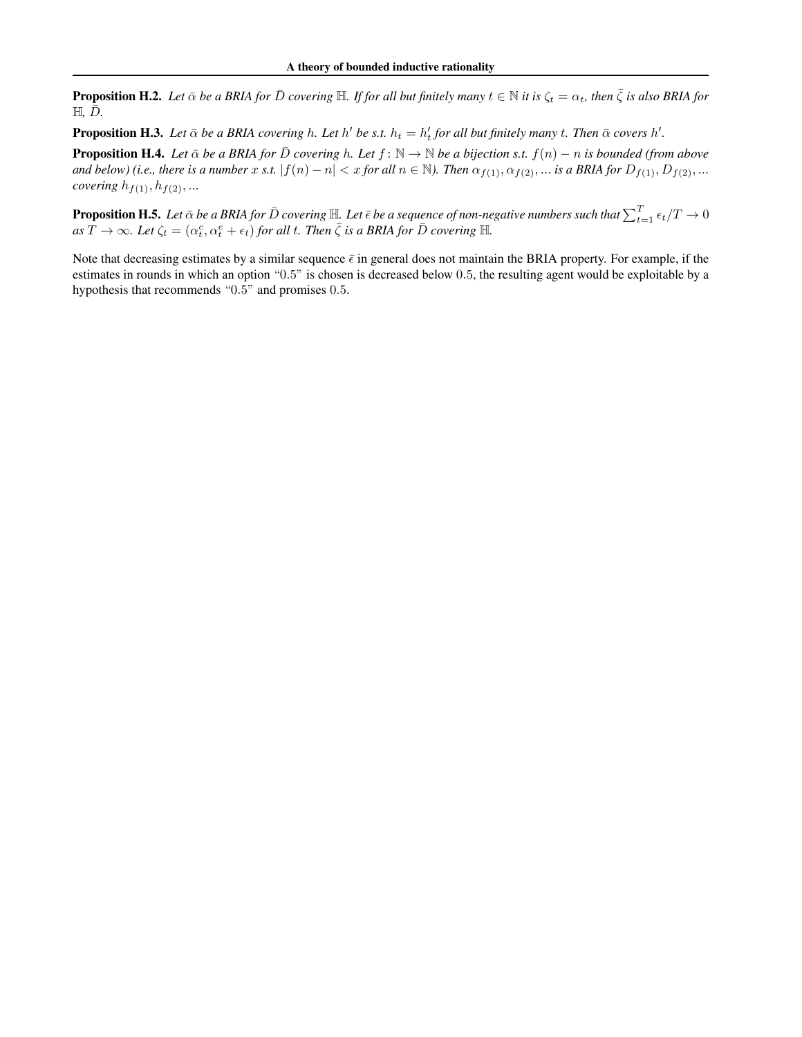**Proposition H.2.** *Let $\bar{\alpha}$ be a BRIA for $\bar{D}$ covering $\mathbb{H}$. If for all but finitely many $t \in \mathbb{N}$ it is $\zeta_t = \alpha_t$, then $\bar{\zeta}$ is also BRIA for $\mathbb{H}$, $\bar{D}$.*

**Proposition H.3.** *Let $\bar{\alpha}$ be a BRIA covering $h$. Let $h'$ be s.t. $h_t = h'_t$ for all but finitely many $t$. Then $\bar{\alpha}$ covers $h'$.*

**Proposition H.4.** *Let $\bar{\alpha}$ be a BRIA for $\bar{D}$ covering $h$. Let $f \colon \mathbb{N} \to \mathbb{N}$ be a bijection s.t. $f(n) - n$ is bounded (from above and below) (i.e., there is a number $x$ s.t. $|f(n) - n| < x$ for all $n \in \mathbb{N}$). Then $\alpha_{f(1)}, \alpha_{f(2)}, \ldots$ is a BRIA for $D_{f(1)}, D_{f(2)}, \ldots$ covering $h_{f(1)}, h_{f(2)}, \ldots$*

**Proposition H.5.** *Let $\bar{\alpha}$ be a BRIA for $\bar{D}$ covering $\mathbb{H}$. Let $\bar{\epsilon}$ be a sequence of non-negative numbers such that $\sum_{t=1}^{T} \epsilon_t / T \to 0$ as $T \to \infty$. Let $\zeta_t = (\alpha_t^c, \alpha_t^e + \epsilon_t)$ for all $t$. Then $\bar{\zeta}$ is a BRIA for $\bar{D}$ covering $\mathbb{H}$.*

Note that decreasing estimates by a similar sequence $\bar{\epsilon}$ in general does not maintain the BRIA property. For example, if the estimates in rounds in which an option "0.5" is chosen is decreased below $0.5$, the resulting agent would be exploitable by a hypothesis that recommends "0.5" and promises $0.5$.